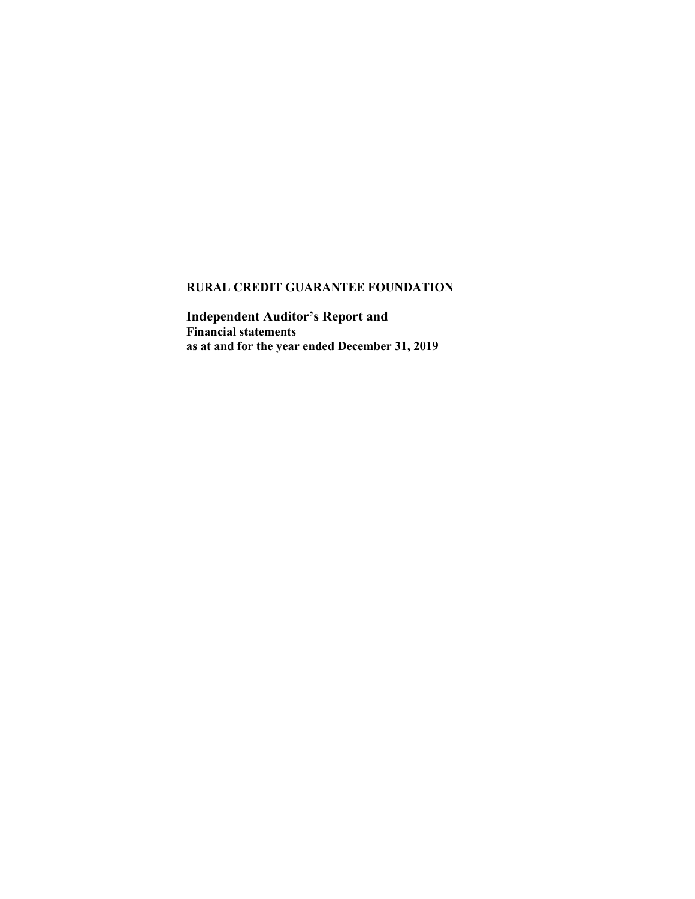**RURAL CREDIT GUARANTEE FOUNDATION**

**Independent Auditor's Report and**
**Financial statements**
**as at and for the year ended December 31, 2019**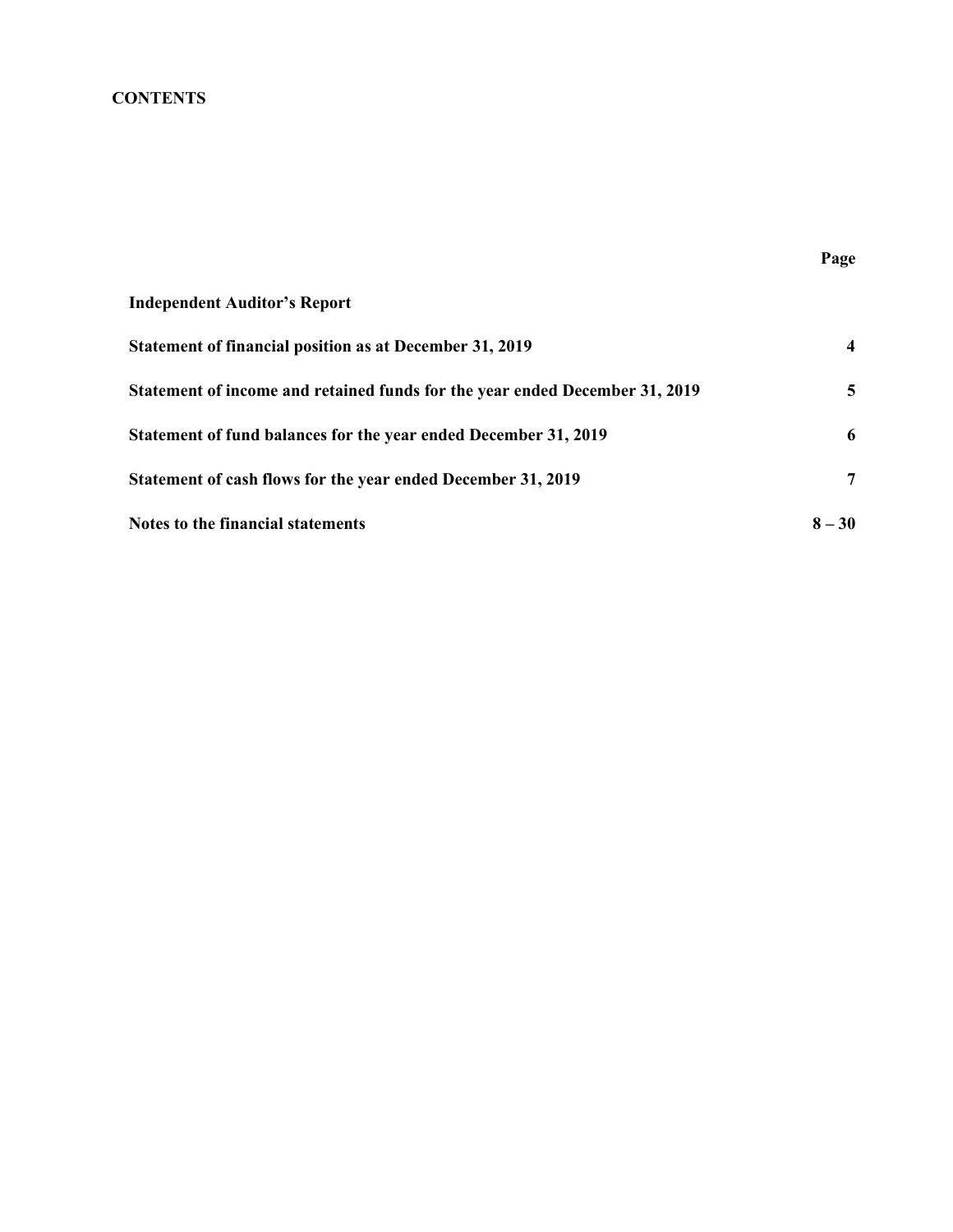# CONTENTS

| | Page |
|---|---|
| **Independent Auditor's Report** | |
| **Statement of financial position as at December 31, 2019** | **4** |
| **Statement of income and retained funds for the year ended December 31, 2019** | **5** |
| **Statement of fund balances for the year ended December 31, 2019** | **6** |
| **Statement of cash flows for the year ended December 31, 2019** | **7** |
| **Notes to the financial statements** | **8 – 30** |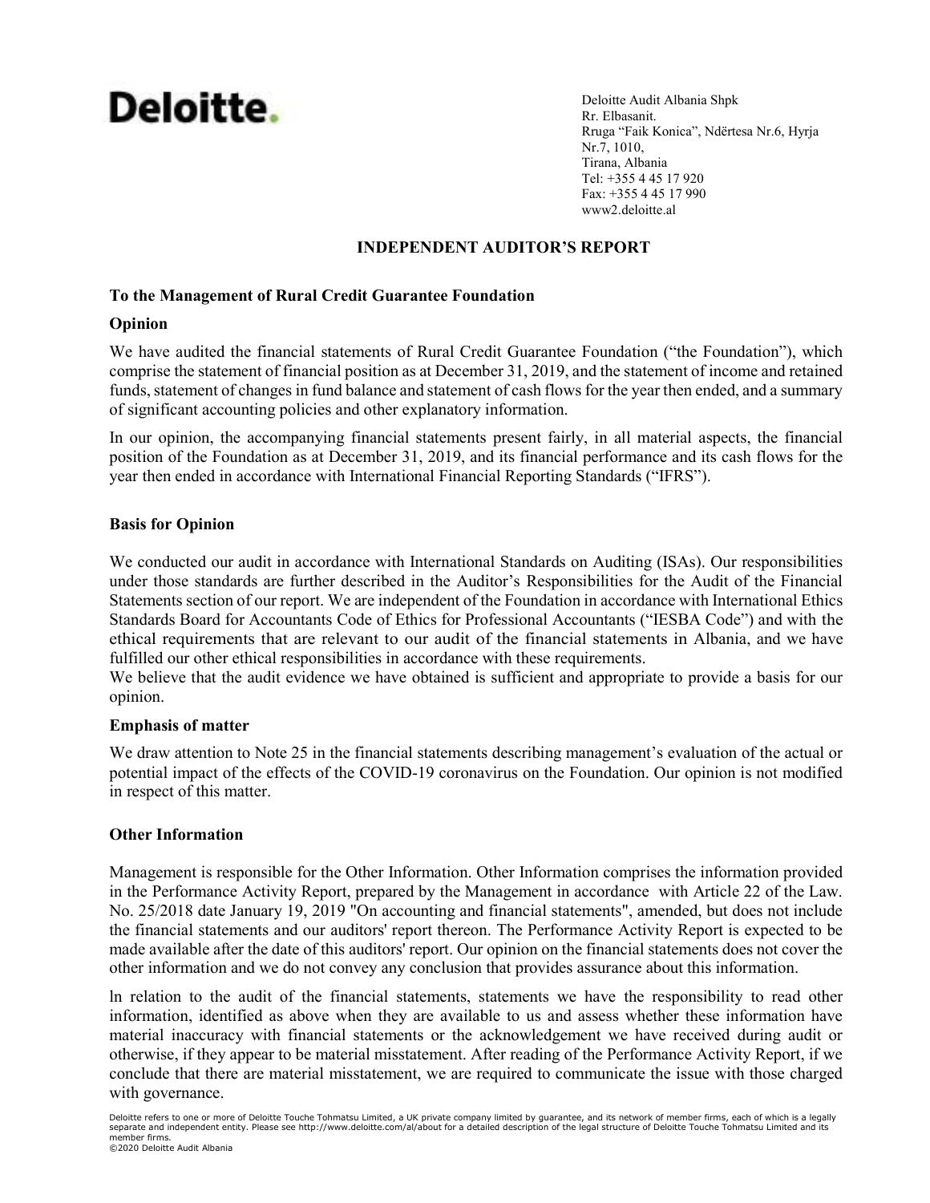Deloitte.

Deloitte Audit Albania Shpk
Rr. Elbasanit.
Rruga "Faik Konica", Ndërtesa Nr.6, Hyrja Nr.7, 1010,
Tirana, Albania
Tel: +355 4 45 17 920
Fax: +355 4 45 17 990
www2.deloitte.al

# INDEPENDENT AUDITOR'S REPORT

**To the Management of Rural Credit Guarantee Foundation**

## Opinion

We have audited the financial statements of Rural Credit Guarantee Foundation ("the Foundation"), which comprise the statement of financial position as at December 31, 2019, and the statement of income and retained funds, statement of changes in fund balance and statement of cash flows for the year then ended, and a summary of significant accounting policies and other explanatory information.

In our opinion, the accompanying financial statements present fairly, in all material aspects, the financial position of the Foundation as at December 31, 2019, and its financial performance and its cash flows for the year then ended in accordance with International Financial Reporting Standards ("IFRS").

## Basis for Opinion

We conducted our audit in accordance with International Standards on Auditing (ISAs). Our responsibilities under those standards are further described in the Auditor's Responsibilities for the Audit of the Financial Statements section of our report. We are independent of the Foundation in accordance with International Ethics Standards Board for Accountants Code of Ethics for Professional Accountants ("IESBA Code") and with the ethical requirements that are relevant to our audit of the financial statements in Albania, and we have fulfilled our other ethical responsibilities in accordance with these requirements.
We believe that the audit evidence we have obtained is sufficient and appropriate to provide a basis for our opinion.

## Emphasis of matter

We draw attention to Note 25 in the financial statements describing management's evaluation of the actual or potential impact of the effects of the COVID-19 coronavirus on the Foundation. Our opinion is not modified in respect of this matter.

## Other Information

Management is responsible for the Other Information. Other Information comprises the information provided in the Performance Activity Report, prepared by the Management in accordance with Article 22 of the Law. No. 25/2018 date January 19, 2019 "On accounting and financial statements", amended, but does not include the financial statements and our auditors' report thereon. The Performance Activity Report is expected to be made available after the date of this auditors' report. Our opinion on the financial statements does not cover the other information and we do not convey any conclusion that provides assurance about this information.

ln relation to the audit of the financial statements, statements we have the responsibility to read other information, identified as above when they are available to us and assess whether these information have material inaccuracy with financial statements or the acknowledgement we have received during audit or otherwise, if they appear to be material misstatement. After reading of the Performance Activity Report, if we conclude that there are material misstatement, we are required to communicate the issue with those charged with governance.

Deloitte refers to one or more of Deloitte Touche Tohmatsu Limited, a UK private company limited by guarantee, and its network of member firms, each of which is a legally separate and independent entity. Please see http://www.deloitte.com/al/about for a detailed description of the legal structure of Deloitte Touche Tohmatsu Limited and its member firms.
©2020 Deloitte Audit Albania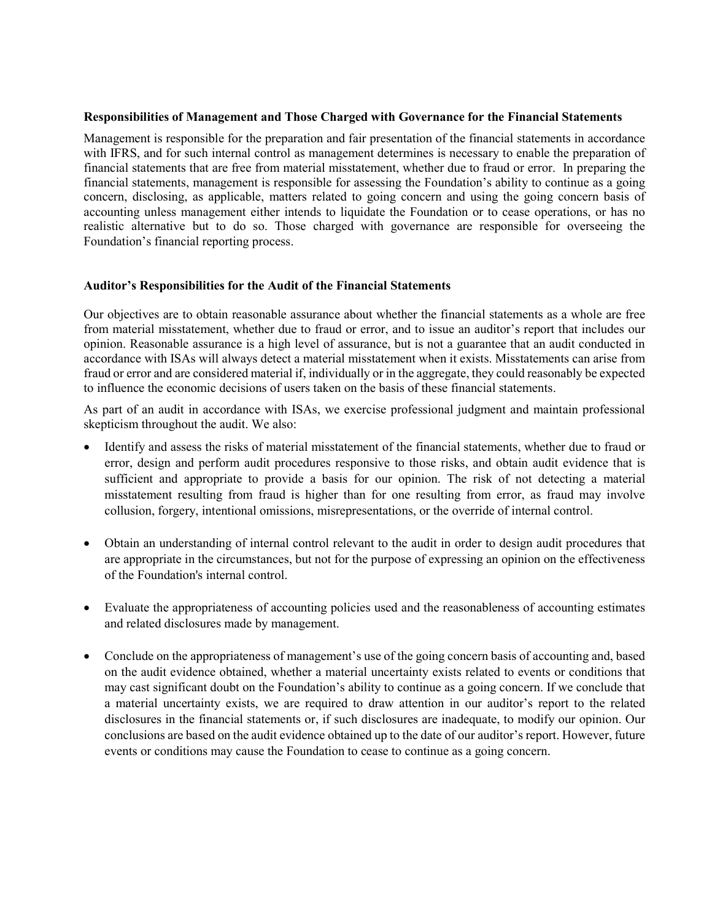**Responsibilities of Management and Those Charged with Governance for the Financial Statements**

Management is responsible for the preparation and fair presentation of the financial statements in accordance with IFRS, and for such internal control as management determines is necessary to enable the preparation of financial statements that are free from material misstatement, whether due to fraud or error. In preparing the financial statements, management is responsible for assessing the Foundation's ability to continue as a going concern, disclosing, as applicable, matters related to going concern and using the going concern basis of accounting unless management either intends to liquidate the Foundation or to cease operations, or has no realistic alternative but to do so. Those charged with governance are responsible for overseeing the Foundation's financial reporting process.

**Auditor's Responsibilities for the Audit of the Financial Statements**

Our objectives are to obtain reasonable assurance about whether the financial statements as a whole are free from material misstatement, whether due to fraud or error, and to issue an auditor's report that includes our opinion. Reasonable assurance is a high level of assurance, but is not a guarantee that an audit conducted in accordance with ISAs will always detect a material misstatement when it exists. Misstatements can arise from fraud or error and are considered material if, individually or in the aggregate, they could reasonably be expected to influence the economic decisions of users taken on the basis of these financial statements.

As part of an audit in accordance with ISAs, we exercise professional judgment and maintain professional skepticism throughout the audit. We also:

- Identify and assess the risks of material misstatement of the financial statements, whether due to fraud or error, design and perform audit procedures responsive to those risks, and obtain audit evidence that is sufficient and appropriate to provide a basis for our opinion. The risk of not detecting a material misstatement resulting from fraud is higher than for one resulting from error, as fraud may involve collusion, forgery, intentional omissions, misrepresentations, or the override of internal control.

- Obtain an understanding of internal control relevant to the audit in order to design audit procedures that are appropriate in the circumstances, but not for the purpose of expressing an opinion on the effectiveness of the Foundation's internal control.

- Evaluate the appropriateness of accounting policies used and the reasonableness of accounting estimates and related disclosures made by management.

- Conclude on the appropriateness of management's use of the going concern basis of accounting and, based on the audit evidence obtained, whether a material uncertainty exists related to events or conditions that may cast significant doubt on the Foundation's ability to continue as a going concern. If we conclude that a material uncertainty exists, we are required to draw attention in our auditor's report to the related disclosures in the financial statements or, if such disclosures are inadequate, to modify our opinion. Our conclusions are based on the audit evidence obtained up to the date of our auditor's report. However, future events or conditions may cause the Foundation to cease to continue as a going concern.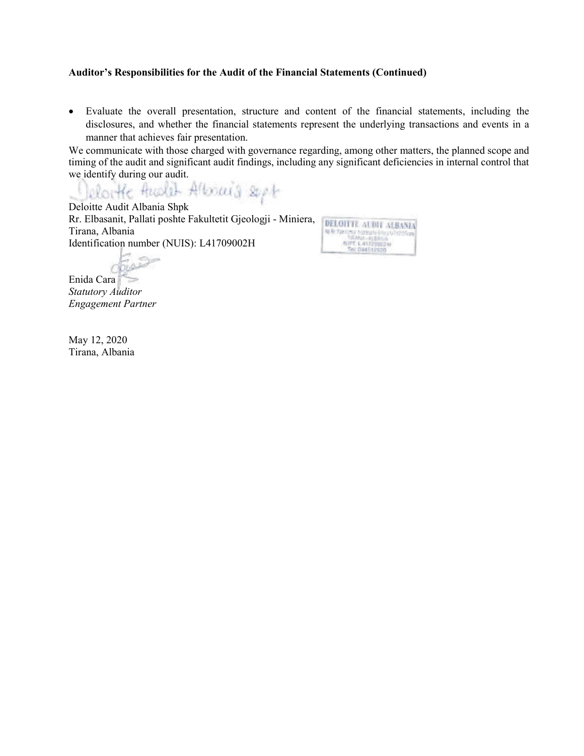**Auditor's Responsibilities for the Audit of the Financial Statements (Continued)**

- Evaluate the overall presentation, structure and content of the financial statements, including the disclosures, and whether the financial statements represent the underlying transactions and events in a manner that achieves fair presentation.

We communicate with those charged with governance regarding, among other matters, the planned scope and timing of the audit and significant audit findings, including any significant deficiencies in internal control that we identify during our audit.

Deloitte Audit Albania Shpk
Rr. Elbasanit, Pallati poshte Fakultetit Gjeologji - Miniera,
Tirana, Albania
Identification number (NUIS): L41709002H

Enida Cara
*Statutory Auditor*
*Engagement Partner*

May 12, 2020
Tirana, Albania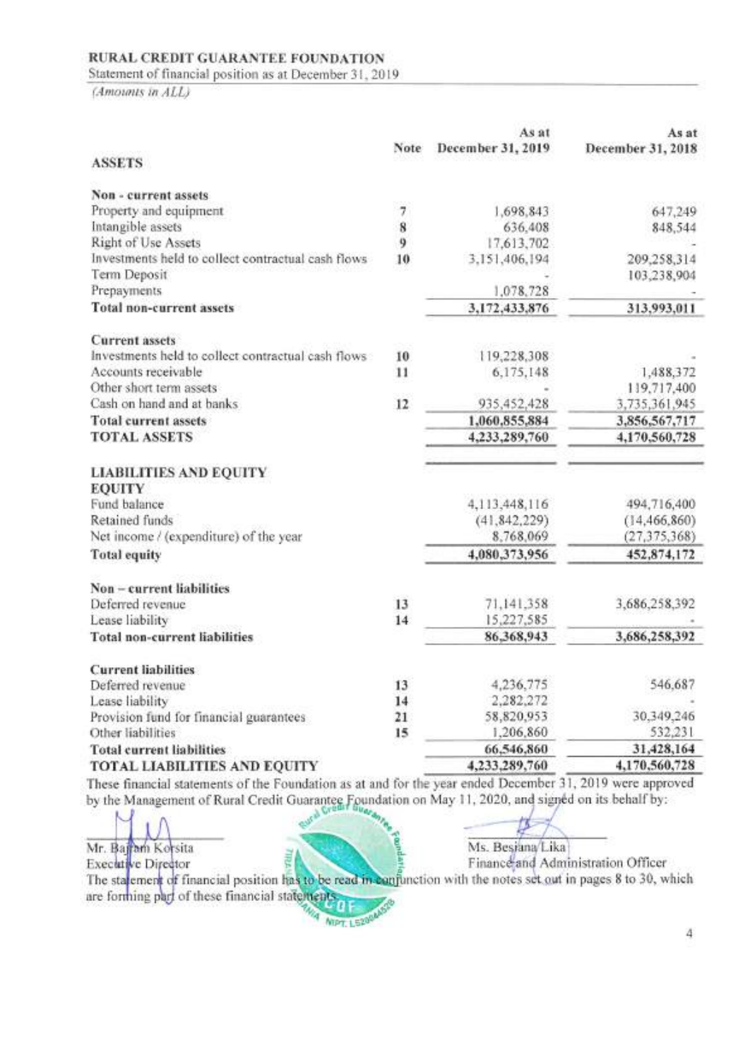**RURAL CREDIT GUARANTEE FOUNDATION**

Statement of financial position as at December 31, 2019

*(Amounts in ALL)*

| ASSETS | Note | As at December 31, 2019 | As at December 31, 2018 |
|---|---|---|---|
| **Non - current assets** | | | |
| Property and equipment | 7 | 1,698,843 | 647,249 |
| Intangible assets | 8 | 636,408 | 848,544 |
| Right of Use Assets | 9 | 17,613,702 | - |
| Investments held to collect contractual cash flows | 10 | 3,151,406,194 | 209,258,314 |
| Term Deposit | | - | 103,238,904 |
| Prepayments | | 1,078,728 | - |
| **Total non-current assets** | | **3,172,433,876** | **313,993,011** |
| **Current assets** | | | |
| Investments held to collect contractual cash flows | 10 | 119,228,308 | - |
| Accounts receivable | 11 | 6,175,148 | 1,488,372 |
| Other short term assets | | - | 119,717,400 |
| Cash on hand and at banks | 12 | 935,452,428 | 3,735,361,945 |
| **Total current assets** | | **1,060,855,884** | **3,856,567,717** |
| **TOTAL ASSETS** | | **4,233,289,760** | **4,170,560,728** |
| **LIABILITIES AND EQUITY** | | | |
| **EQUITY** | | | |
| Fund balance | | 4,113,448,116 | 494,716,400 |
| Retained funds | | (41,842,229) | (14,466,860) |
| Net income / (expenditure) of the year | | 8,768,069 | (27,375,368) |
| **Total equity** | | **4,080,373,956** | **452,874,172** |
| **Non – current liabilities** | | | |
| Deferred revenue | 13 | 71,141,358 | 3,686,258,392 |
| Lease liability | 14 | 15,227,585 | - |
| **Total non-current liabilities** | | **86,368,943** | **3,686,258,392** |
| **Current liabilities** | | | |
| Deferred revenue | 13 | 4,236,775 | 546,687 |
| Lease liability | 14 | 2,282,272 | - |
| Provision fund for financial guarantees | 21 | 58,820,953 | 30,349,246 |
| Other liabilities | 15 | 1,206,860 | 532,231 |
| **Total current liabilities** | | **66,546,860** | **31,428,164** |
| **TOTAL LIABILITIES AND EQUITY** | | **4,233,289,760** | **4,170,560,728** |

These financial statements of the Foundation as at and for the year ended December 31, 2019 were approved by the Management of Rural Credit Guarantee Foundation on May 11, 2020, and signed on its behalf by:

Mr. Bajram Korsita
Executive Director

Ms. Besiana Lika
Finance and Administration Officer

The statement of financial position has to be read in conjunction with the notes set out in pages 8 to 30, which are forming part of these financial statements.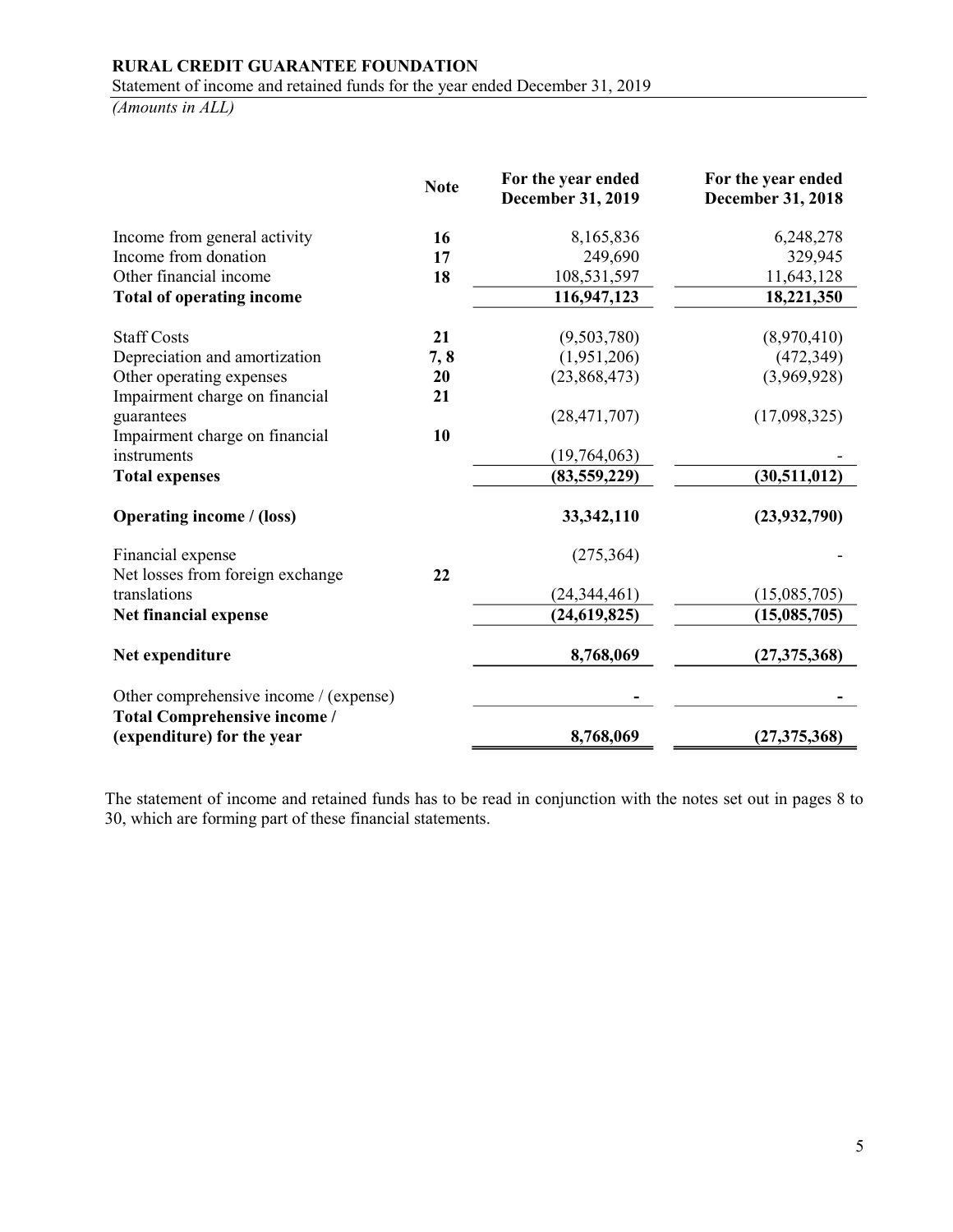**RURAL CREDIT GUARANTEE FOUNDATION**

Statement of income and retained funds for the year ended December 31, 2019

*(Amounts in ALL)*

| | Note | For the year ended December 31, 2019 | For the year ended December 31, 2018 |
|---|---|---|---|
| Income from general activity | 16 | 8,165,836 | 6,248,278 |
| Income from donation | 17 | 249,690 | 329,945 |
| Other financial income | 18 | 108,531,597 | 11,643,128 |
| **Total of operating income** | | **116,947,123** | **18,221,350** |
| Staff Costs | 21 | (9,503,780) | (8,970,410) |
| Depreciation and amortization | 7, 8 | (1,951,206) | (472,349) |
| Other operating expenses | 20 | (23,868,473) | (3,969,928) |
| Impairment charge on financial guarantees | 21 | (28,471,707) | (17,098,325) |
| Impairment charge on financial instruments | 10 | (19,764,063) | - |
| **Total expenses** | | **(83,559,229)** | **(30,511,012)** |
| **Operating income / (loss)** | | **33,342,110** | **(23,932,790)** |
| Financial expense | | (275,364) | - |
| Net losses from foreign exchange translations | 22 | (24,344,461) | (15,085,705) |
| **Net financial expense** | | **(24,619,825)** | **(15,085,705)** |
| **Net expenditure** | | **8,768,069** | **(27,375,368)** |
| Other comprehensive income / (expense) | | - | - |
| **Total Comprehensive income / (expenditure) for the year** | | **8,768,069** | **(27,375,368)** |

The statement of income and retained funds has to be read in conjunction with the notes set out in pages 8 to 30, which are forming part of these financial statements.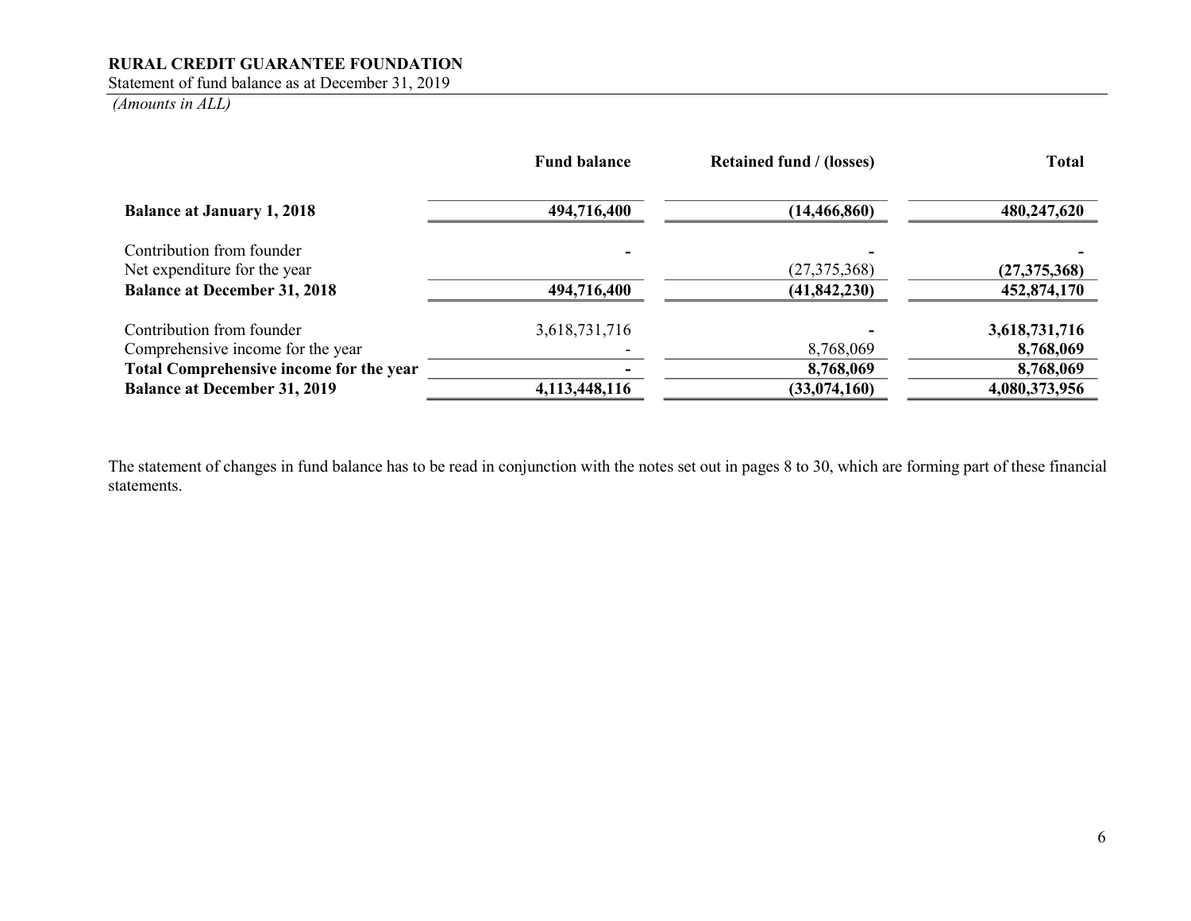**RURAL CREDIT GUARANTEE FOUNDATION**

Statement of fund balance as at December 31, 2019

*(Amounts in ALL)*

| | Fund balance | Retained fund / (losses) | Total |
|---|---|---|---|
| **Balance at January 1, 2018** | **494,716,400** | **(14,466,860)** | **480,247,620** |
| Contribution from founder | **-** | **-** | **-** |
| Net expenditure for the year | | (27,375,368) | **(27,375,368)** |
| **Balance at December 31, 2018** | **494,716,400** | **(41,842,230)** | **452,874,170** |
| Contribution from founder | 3,618,731,716 | **-** | **3,618,731,716** |
| Comprehensive income for the year | - | 8,768,069 | **8,768,069** |
| **Total Comprehensive income for the year** | **-** | **8,768,069** | **8,768,069** |
| **Balance at December 31, 2019** | **4,113,448,116** | **(33,074,160)** | **4,080,373,956** |

The statement of changes in fund balance has to be read in conjunction with the notes set out in pages 8 to 30, which are forming part of these financial statements.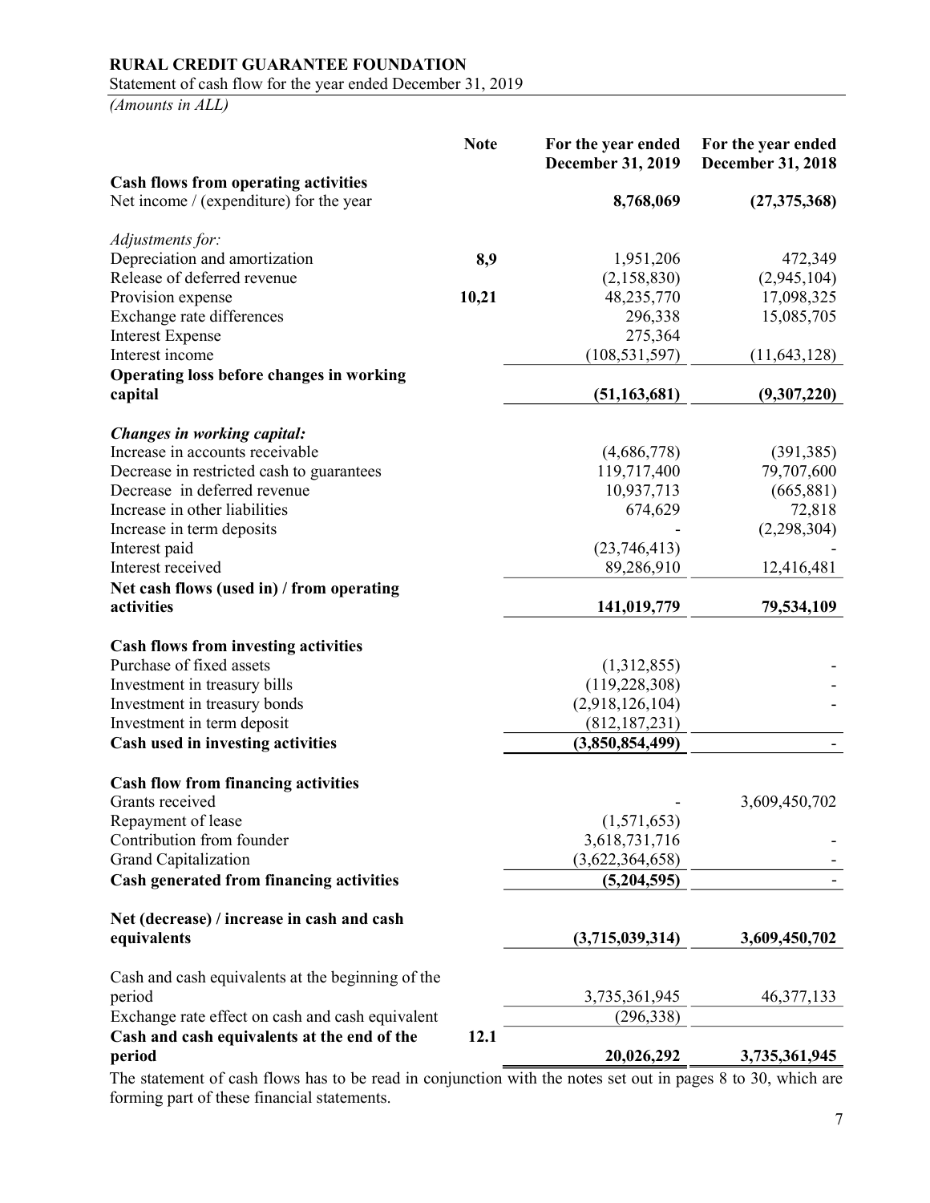**RURAL CREDIT GUARANTEE FOUNDATION**

Statement of cash flow for the year ended December 31, 2019

*(Amounts in ALL)*

| | Note | For the year ended December 31, 2019 | For the year ended December 31, 2018 |
|---|---|---|---|
| **Cash flows from operating activities** | | | |
| Net income / (expenditure) for the year | | **8,768,069** | **(27,375,368)** |
| *Adjustments for:* | | | |
| Depreciation and amortization | **8,9** | 1,951,206 | 472,349 |
| Release of deferred revenue | | (2,158,830) | (2,945,104) |
| Provision expense | **10,21** | 48,235,770 | 17,098,325 |
| Exchange rate differences | | 296,338 | 15,085,705 |
| Interest Expense | | 275,364 | |
| Interest income | | (108,531,597) | (11,643,128) |
| **Operating loss before changes in working capital** | | **(51,163,681)** | **(9,307,220)** |
| ***Changes in working capital:*** | | | |
| Increase in accounts receivable | | (4,686,778) | (391,385) |
| Decrease in restricted cash to guarantees | | 119,717,400 | 79,707,600 |
| Decrease in deferred revenue | | 10,937,713 | (665,881) |
| Increase in other liabilities | | 674,629 | 72,818 |
| Increase in term deposits | | - | (2,298,304) |
| Interest paid | | (23,746,413) | - |
| Interest received | | 89,286,910 | 12,416,481 |
| **Net cash flows (used in) / from operating activities** | | **141,019,779** | **79,534,109** |
| **Cash flows from investing activities** | | | |
| Purchase of fixed assets | | (1,312,855) | - |
| Investment in treasury bills | | (119,228,308) | - |
| Investment in treasury bonds | | (2,918,126,104) | - |
| Investment in term deposit | | (812,187,231) | |
| **Cash used in investing activities** | | **(3,850,854,499)** | - |
| **Cash flow from financing activities** | | | |
| Grants received | | - | 3,609,450,702 |
| Repayment of lease | | (1,571,653) | |
| Contribution from founder | | 3,618,731,716 | - |
| Grand Capitalization | | (3,622,364,658) | - |
| **Cash generated from financing activities** | | **(5,204,595)** | - |
| **Net (decrease) / increase in cash and cash equivalents** | | **(3,715,039,314)** | **3,609,450,702** |
| Cash and cash equivalents at the beginning of the period | | 3,735,361,945 | 46,377,133 |
| Exchange rate effect on cash and cash equivalent | | (296,338) | |
| **Cash and cash equivalents at the end of the period** | **12.1** | **20,026,292** | **3,735,361,945** |

The statement of cash flows has to be read in conjunction with the notes set out in pages 8 to 30, which are forming part of these financial statements.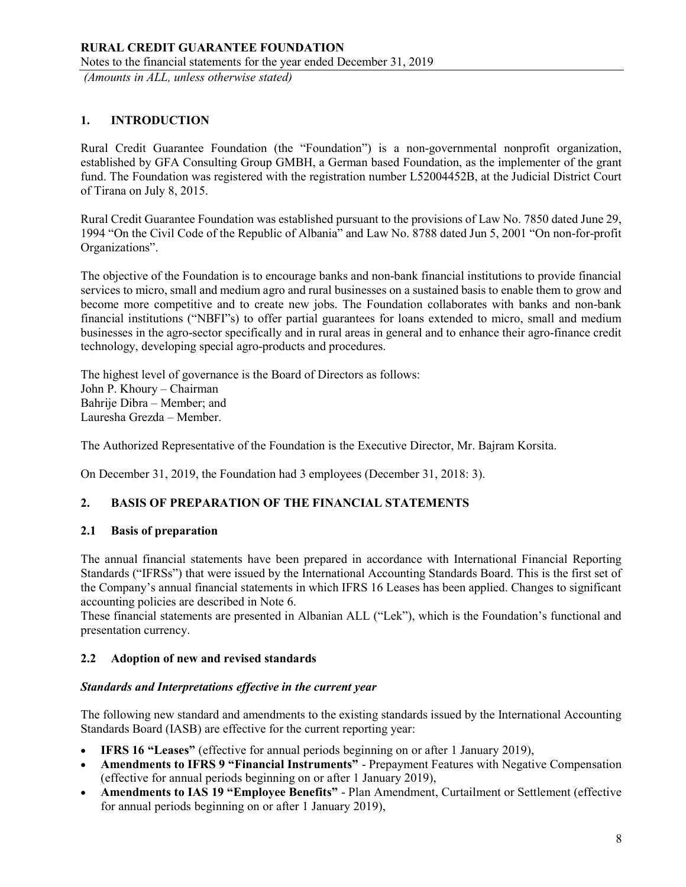## 1. INTRODUCTION

Rural Credit Guarantee Foundation (the "Foundation") is a non-governmental nonprofit organization, established by GFA Consulting Group GMBH, a German based Foundation, as the implementer of the grant fund. The Foundation was registered with the registration number L52004452B, at the Judicial District Court of Tirana on July 8, 2015.

Rural Credit Guarantee Foundation was established pursuant to the provisions of Law No. 7850 dated June 29, 1994 "On the Civil Code of the Republic of Albania" and Law No. 8788 dated Jun 5, 2001 "On non-for-profit Organizations".

The objective of the Foundation is to encourage banks and non-bank financial institutions to provide financial services to micro, small and medium agro and rural businesses on a sustained basis to enable them to grow and become more competitive and to create new jobs. The Foundation collaborates with banks and non-bank financial institutions ("NBFI"s) to offer partial guarantees for loans extended to micro, small and medium businesses in the agro-sector specifically and in rural areas in general and to enhance their agro-finance credit technology, developing special agro-products and procedures.

The highest level of governance is the Board of Directors as follows:
John P. Khoury – Chairman
Bahrije Dibra – Member; and
Lauresha Grezda – Member.

The Authorized Representative of the Foundation is the Executive Director, Mr. Bajram Korsita.

On December 31, 2019, the Foundation had 3 employees (December 31, 2018: 3).

## 2. BASIS OF PREPARATION OF THE FINANCIAL STATEMENTS

### 2.1 Basis of preparation

The annual financial statements have been prepared in accordance with International Financial Reporting Standards ("IFRSs") that were issued by the International Accounting Standards Board. This is the first set of the Company's annual financial statements in which IFRS 16 Leases has been applied. Changes to significant accounting policies are described in Note 6.

These financial statements are presented in Albanian ALL ("Lek"), which is the Foundation's functional and presentation currency.

### 2.2 Adoption of new and revised standards

***Standards and Interpretations effective in the current year***

The following new standard and amendments to the existing standards issued by the International Accounting Standards Board (IASB) are effective for the current reporting year:

- **IFRS 16 "Leases"** (effective for annual periods beginning on or after 1 January 2019),
- **Amendments to IFRS 9 "Financial Instruments"** - Prepayment Features with Negative Compensation (effective for annual periods beginning on or after 1 January 2019),
- **Amendments to IAS 19 "Employee Benefits"** - Plan Amendment, Curtailment or Settlement (effective for annual periods beginning on or after 1 January 2019),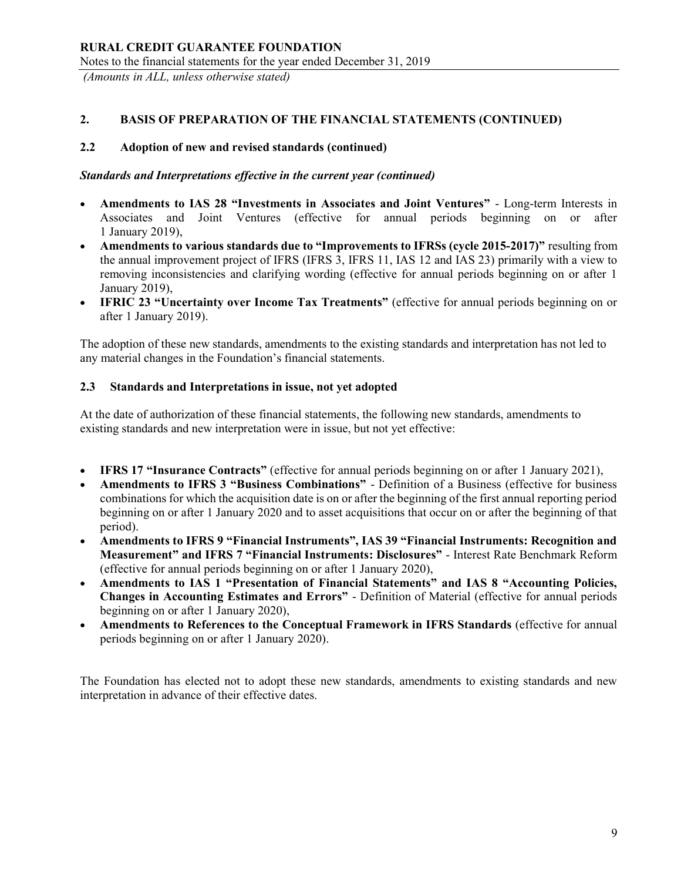## 2. BASIS OF PREPARATION OF THE FINANCIAL STATEMENTS (CONTINUED)

### 2.2 Adoption of new and revised standards (continued)

***Standards and Interpretations effective in the current year (continued)***

- **Amendments to IAS 28 "Investments in Associates and Joint Ventures"** - Long-term Interests in Associates and Joint Ventures (effective for annual periods beginning on or after 1 January 2019),
- **Amendments to various standards due to "Improvements to IFRSs (cycle 2015-2017)"** resulting from the annual improvement project of IFRS (IFRS 3, IFRS 11, IAS 12 and IAS 23) primarily with a view to removing inconsistencies and clarifying wording (effective for annual periods beginning on or after 1 January 2019),
- **IFRIC 23 "Uncertainty over Income Tax Treatments"** (effective for annual periods beginning on or after 1 January 2019).

The adoption of these new standards, amendments to the existing standards and interpretation has not led to any material changes in the Foundation's financial statements.

### 2.3 Standards and Interpretations in issue, not yet adopted

At the date of authorization of these financial statements, the following new standards, amendments to existing standards and new interpretation were in issue, but not yet effective:

- **IFRS 17 "Insurance Contracts"** (effective for annual periods beginning on or after 1 January 2021),
- **Amendments to IFRS 3 "Business Combinations"** - Definition of a Business (effective for business combinations for which the acquisition date is on or after the beginning of the first annual reporting period beginning on or after 1 January 2020 and to asset acquisitions that occur on or after the beginning of that period).
- **Amendments to IFRS 9 "Financial Instruments", IAS 39 "Financial Instruments: Recognition and Measurement" and IFRS 7 "Financial Instruments: Disclosures"** - Interest Rate Benchmark Reform (effective for annual periods beginning on or after 1 January 2020),
- **Amendments to IAS 1 "Presentation of Financial Statements" and IAS 8 "Accounting Policies, Changes in Accounting Estimates and Errors"** - Definition of Material (effective for annual periods beginning on or after 1 January 2020),
- **Amendments to References to the Conceptual Framework in IFRS Standards** (effective for annual periods beginning on or after 1 January 2020).

The Foundation has elected not to adopt these new standards, amendments to existing standards and new interpretation in advance of their effective dates.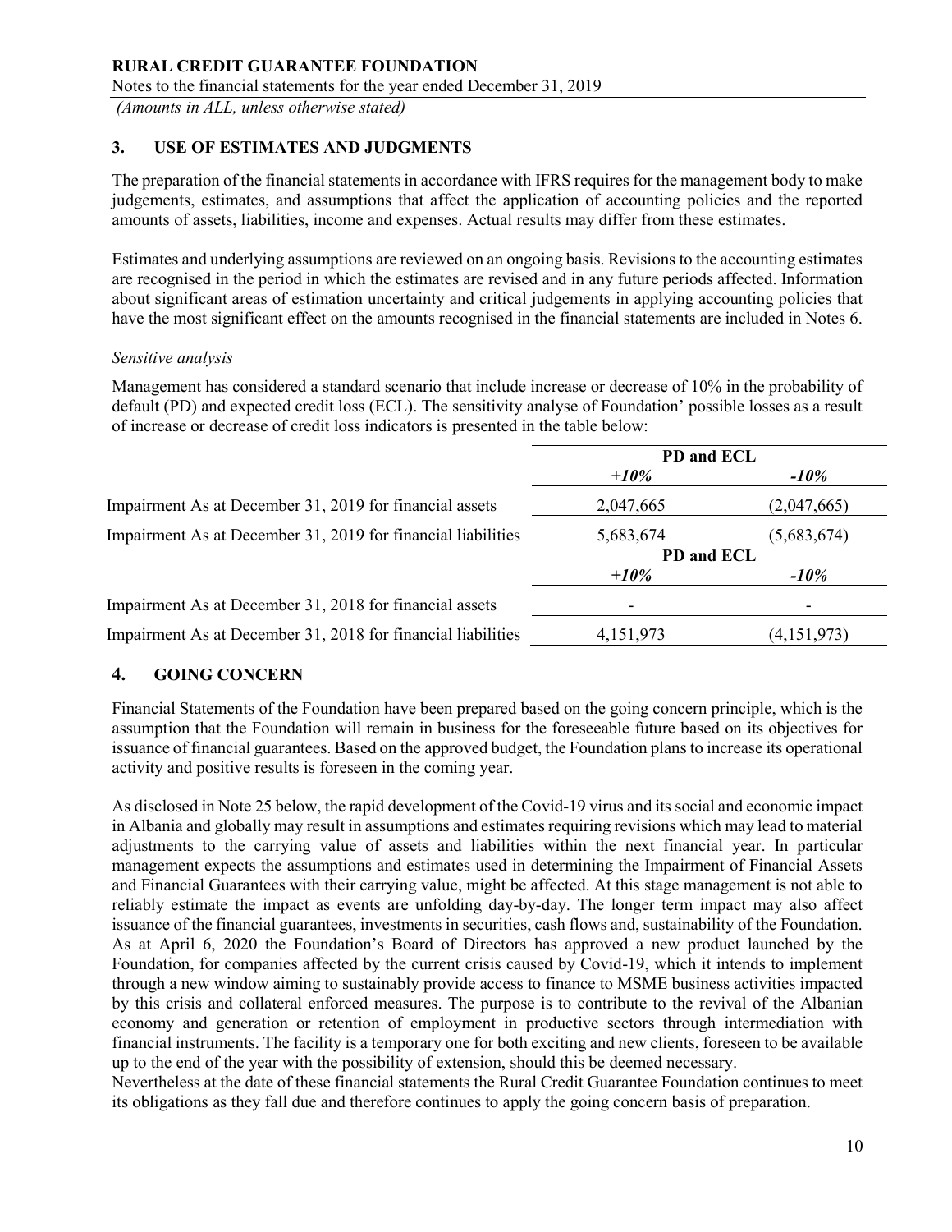## 3. USE OF ESTIMATES AND JUDGMENTS

The preparation of the financial statements in accordance with IFRS requires for the management body to make judgements, estimates, and assumptions that affect the application of accounting policies and the reported amounts of assets, liabilities, income and expenses. Actual results may differ from these estimates.

Estimates and underlying assumptions are reviewed on an ongoing basis. Revisions to the accounting estimates are recognised in the period in which the estimates are revised and in any future periods affected. Information about significant areas of estimation uncertainty and critical judgements in applying accounting policies that have the most significant effect on the amounts recognised in the financial statements are included in Notes 6.

*Sensitive analysis*

Management has considered a standard scenario that include increase or decrease of 10% in the probability of default (PD) and expected credit loss (ECL). The sensitivity analyse of Foundation' possible losses as a result of increase or decrease of credit loss indicators is presented in the table below:

| | PD and ECL | |
|---|---|---|
| | *+10%* | *-10%* |
| Impairment As at December 31, 2019 for financial assets | 2,047,665 | (2,047,665) |
| Impairment As at December 31, 2019 for financial liabilities | 5,683,674 | (5,683,674) |
| | **PD and ECL** | |
| | ***+10%*** | ***-10%*** |
| Impairment As at December 31, 2018 for financial assets | - | - |
| Impairment As at December 31, 2018 for financial liabilities | 4,151,973 | (4,151,973) |

## 4. GOING CONCERN

Financial Statements of the Foundation have been prepared based on the going concern principle, which is the assumption that the Foundation will remain in business for the foreseeable future based on its objectives for issuance of financial guarantees. Based on the approved budget, the Foundation plans to increase its operational activity and positive results is foreseen in the coming year.

As disclosed in Note 25 below, the rapid development of the Covid-19 virus and its social and economic impact in Albania and globally may result in assumptions and estimates requiring revisions which may lead to material adjustments to the carrying value of assets and liabilities within the next financial year. In particular management expects the assumptions and estimates used in determining the Impairment of Financial Assets and Financial Guarantees with their carrying value, might be affected. At this stage management is not able to reliably estimate the impact as events are unfolding day-by-day. The longer term impact may also affect issuance of the financial guarantees, investments in securities, cash flows and, sustainability of the Foundation. As at April 6, 2020 the Foundation's Board of Directors has approved a new product launched by the Foundation, for companies affected by the current crisis caused by Covid-19, which it intends to implement through a new window aiming to sustainably provide access to finance to MSME business activities impacted by this crisis and collateral enforced measures. The purpose is to contribute to the revival of the Albanian economy and generation or retention of employment in productive sectors through intermediation with financial instruments. The facility is a temporary one for both exciting and new clients, foreseen to be available up to the end of the year with the possibility of extension, should this be deemed necessary.

Nevertheless at the date of these financial statements the Rural Credit Guarantee Foundation continues to meet its obligations as they fall due and therefore continues to apply the going concern basis of preparation.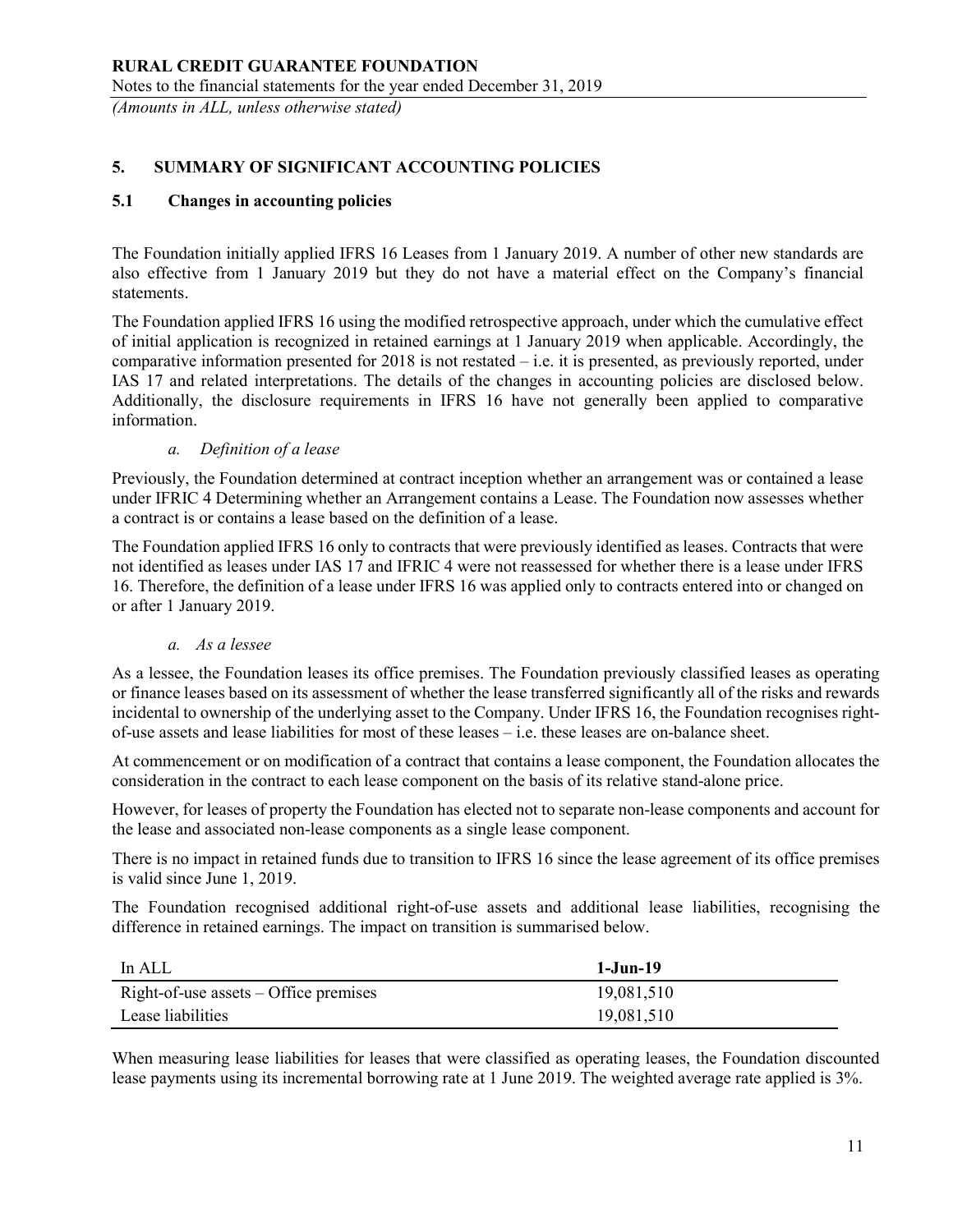## 5. SUMMARY OF SIGNIFICANT ACCOUNTING POLICIES

### 5.1 Changes in accounting policies

The Foundation initially applied IFRS 16 Leases from 1 January 2019. A number of other new standards are also effective from 1 January 2019 but they do not have a material effect on the Company's financial statements.

The Foundation applied IFRS 16 using the modified retrospective approach, under which the cumulative effect of initial application is recognized in retained earnings at 1 January 2019 when applicable. Accordingly, the comparative information presented for 2018 is not restated – i.e. it is presented, as previously reported, under IAS 17 and related interpretations. The details of the changes in accounting policies are disclosed below. Additionally, the disclosure requirements in IFRS 16 have not generally been applied to comparative information.

*a. Definition of a lease*

Previously, the Foundation determined at contract inception whether an arrangement was or contained a lease under IFRIC 4 Determining whether an Arrangement contains a Lease. The Foundation now assesses whether a contract is or contains a lease based on the definition of a lease.

The Foundation applied IFRS 16 only to contracts that were previously identified as leases. Contracts that were not identified as leases under IAS 17 and IFRIC 4 were not reassessed for whether there is a lease under IFRS 16. Therefore, the definition of a lease under IFRS 16 was applied only to contracts entered into or changed on or after 1 January 2019.

*a. As a lessee*

As a lessee, the Foundation leases its office premises. The Foundation previously classified leases as operating or finance leases based on its assessment of whether the lease transferred significantly all of the risks and rewards incidental to ownership of the underlying asset to the Company. Under IFRS 16, the Foundation recognises right-of-use assets and lease liabilities for most of these leases – i.e. these leases are on-balance sheet.

At commencement or on modification of a contract that contains a lease component, the Foundation allocates the consideration in the contract to each lease component on the basis of its relative stand-alone price.

However, for leases of property the Foundation has elected not to separate non-lease components and account for the lease and associated non-lease components as a single lease component.

There is no impact in retained funds due to transition to IFRS 16 since the lease agreement of its office premises is valid since June 1, 2019.

The Foundation recognised additional right-of-use assets and additional lease liabilities, recognising the difference in retained earnings. The impact on transition is summarised below.

| In ALL | **1-Jun-19** |
|---|---|
| Right-of-use assets – Office premises | 19,081,510 |
| Lease liabilities | 19,081,510 |

When measuring lease liabilities for leases that were classified as operating leases, the Foundation discounted lease payments using its incremental borrowing rate at 1 June 2019. The weighted average rate applied is 3%.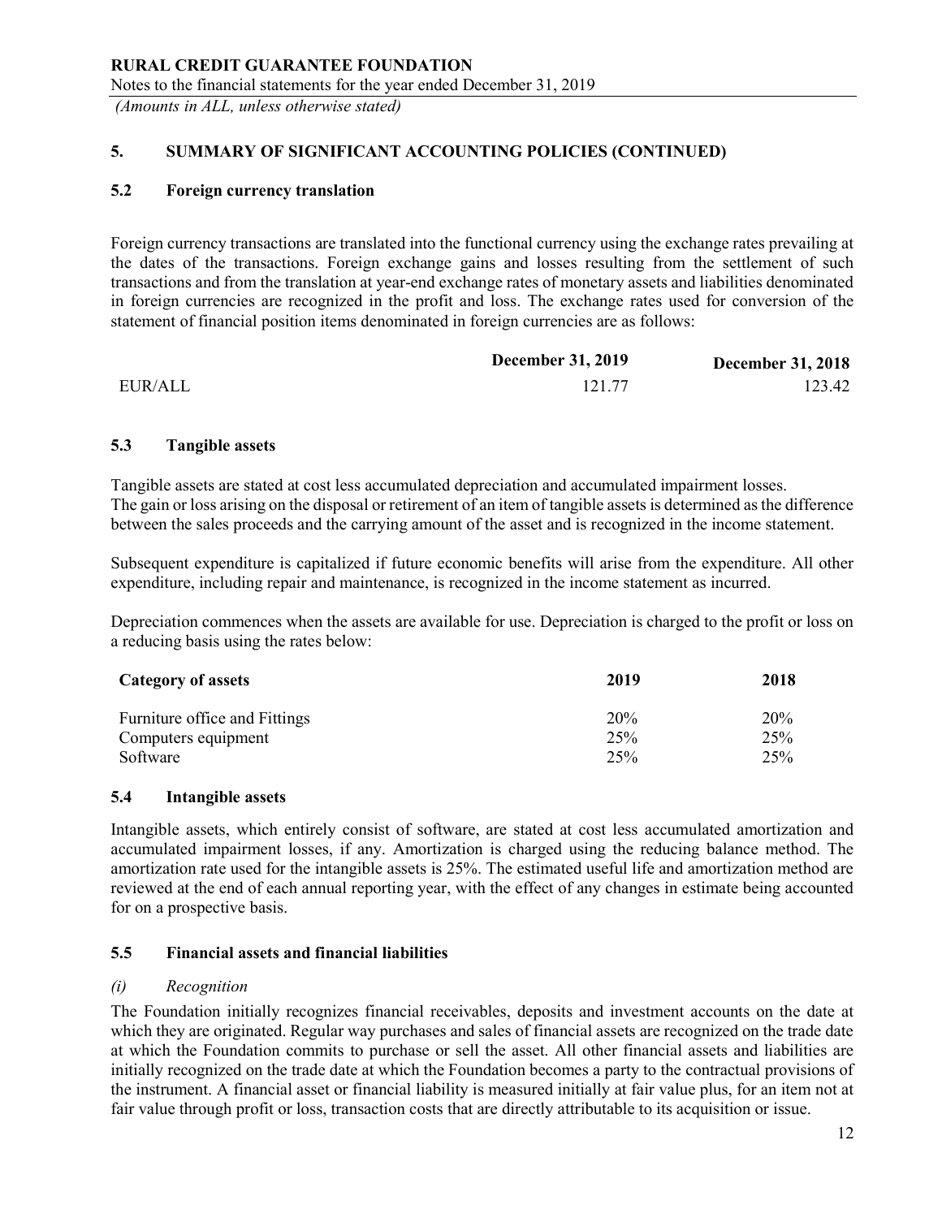## 5. SUMMARY OF SIGNIFICANT ACCOUNTING POLICIES (CONTINUED)

### 5.2 Foreign currency translation

Foreign currency transactions are translated into the functional currency using the exchange rates prevailing at the dates of the transactions. Foreign exchange gains and losses resulting from the settlement of such transactions and from the translation at year-end exchange rates of monetary assets and liabilities denominated in foreign currencies are recognized in the profit and loss. The exchange rates used for conversion of the statement of financial position items denominated in foreign currencies are as follows:

| | December 31, 2019 | December 31, 2018 |
|---|---|---|
| EUR/ALL | 121.77 | 123.42 |

### 5.3 Tangible assets

Tangible assets are stated at cost less accumulated depreciation and accumulated impairment losses.
The gain or loss arising on the disposal or retirement of an item of tangible assets is determined as the difference between the sales proceeds and the carrying amount of the asset and is recognized in the income statement.

Subsequent expenditure is capitalized if future economic benefits will arise from the expenditure. All other expenditure, including repair and maintenance, is recognized in the income statement as incurred.

Depreciation commences when the assets are available for use. Depreciation is charged to the profit or loss on a reducing basis using the rates below:

| Category of assets | 2019 | 2018 |
|---|---|---|
| Furniture office and Fittings | 20% | 20% |
| Computers equipment | 25% | 25% |
| Software | 25% | 25% |

### 5.4 Intangible assets

Intangible assets, which entirely consist of software, are stated at cost less accumulated amortization and accumulated impairment losses, if any. Amortization is charged using the reducing balance method. The amortization rate used for the intangible assets is 25%. The estimated useful life and amortization method are reviewed at the end of each annual reporting year, with the effect of any changes in estimate being accounted for on a prospective basis.

### 5.5 Financial assets and financial liabilities

*(i) Recognition*

The Foundation initially recognizes financial receivables, deposits and investment accounts on the date at which they are originated. Regular way purchases and sales of financial assets are recognized on the trade date at which the Foundation commits to purchase or sell the asset. All other financial assets and liabilities are initially recognized on the trade date at which the Foundation becomes a party to the contractual provisions of the instrument. A financial asset or financial liability is measured initially at fair value plus, for an item not at fair value through profit or loss, transaction costs that are directly attributable to its acquisition or issue.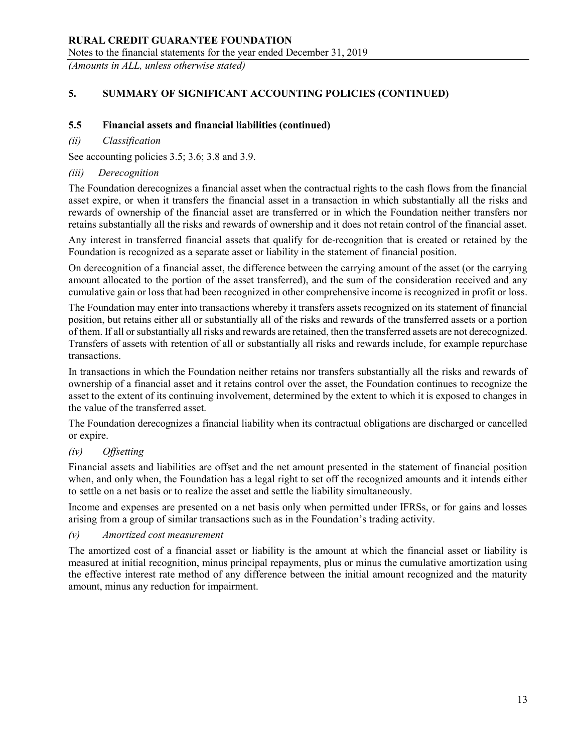## 5. SUMMARY OF SIGNIFICANT ACCOUNTING POLICIES (CONTINUED)

### 5.5 Financial assets and financial liabilities (continued)

*(ii) Classification*

See accounting policies 3.5; 3.6; 3.8 and 3.9.

*(iii) Derecognition*

The Foundation derecognizes a financial asset when the contractual rights to the cash flows from the financial asset expire, or when it transfers the financial asset in a transaction in which substantially all the risks and rewards of ownership of the financial asset are transferred or in which the Foundation neither transfers nor retains substantially all the risks and rewards of ownership and it does not retain control of the financial asset.

Any interest in transferred financial assets that qualify for de-recognition that is created or retained by the Foundation is recognized as a separate asset or liability in the statement of financial position.

On derecognition of a financial asset, the difference between the carrying amount of the asset (or the carrying amount allocated to the portion of the asset transferred), and the sum of the consideration received and any cumulative gain or loss that had been recognized in other comprehensive income is recognized in profit or loss.

The Foundation may enter into transactions whereby it transfers assets recognized on its statement of financial position, but retains either all or substantially all of the risks and rewards of the transferred assets or a portion of them. If all or substantially all risks and rewards are retained, then the transferred assets are not derecognized. Transfers of assets with retention of all or substantially all risks and rewards include, for example repurchase transactions.

In transactions in which the Foundation neither retains nor transfers substantially all the risks and rewards of ownership of a financial asset and it retains control over the asset, the Foundation continues to recognize the asset to the extent of its continuing involvement, determined by the extent to which it is exposed to changes in the value of the transferred asset.

The Foundation derecognizes a financial liability when its contractual obligations are discharged or cancelled or expire.

*(iv) Offsetting*

Financial assets and liabilities are offset and the net amount presented in the statement of financial position when, and only when, the Foundation has a legal right to set off the recognized amounts and it intends either to settle on a net basis or to realize the asset and settle the liability simultaneously.

Income and expenses are presented on a net basis only when permitted under IFRSs, or for gains and losses arising from a group of similar transactions such as in the Foundation's trading activity.

*(v) Amortized cost measurement*

The amortized cost of a financial asset or liability is the amount at which the financial asset or liability is measured at initial recognition, minus principal repayments, plus or minus the cumulative amortization using the effective interest rate method of any difference between the initial amount recognized and the maturity amount, minus any reduction for impairment.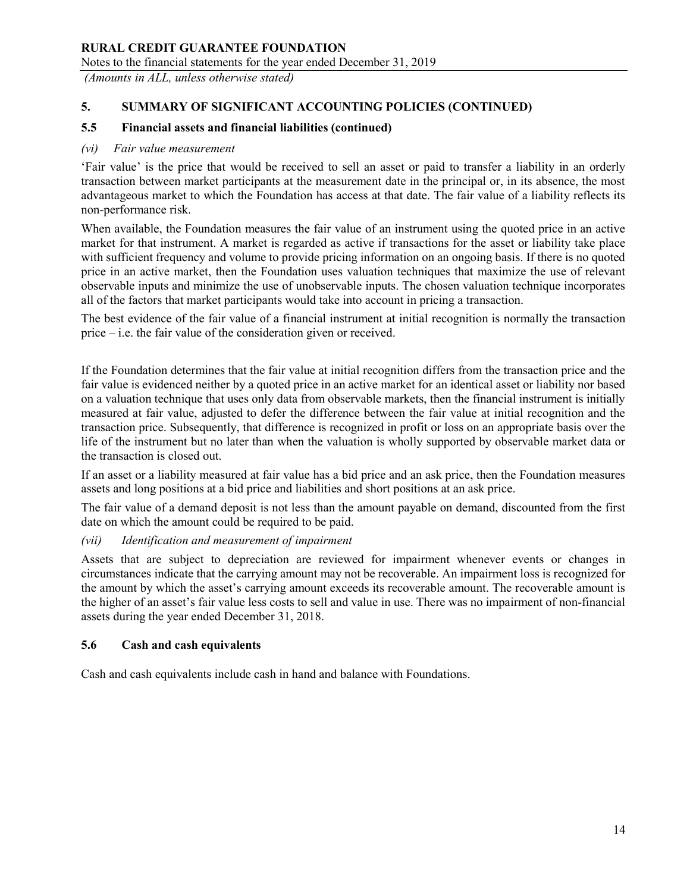## 5. SUMMARY OF SIGNIFICANT ACCOUNTING POLICIES (CONTINUED)

### 5.5 Financial assets and financial liabilities (continued)

*(vi) Fair value measurement*

'Fair value' is the price that would be received to sell an asset or paid to transfer a liability in an orderly transaction between market participants at the measurement date in the principal or, in its absence, the most advantageous market to which the Foundation has access at that date. The fair value of a liability reflects its non-performance risk.

When available, the Foundation measures the fair value of an instrument using the quoted price in an active market for that instrument. A market is regarded as active if transactions for the asset or liability take place with sufficient frequency and volume to provide pricing information on an ongoing basis. If there is no quoted price in an active market, then the Foundation uses valuation techniques that maximize the use of relevant observable inputs and minimize the use of unobservable inputs. The chosen valuation technique incorporates all of the factors that market participants would take into account in pricing a transaction.

The best evidence of the fair value of a financial instrument at initial recognition is normally the transaction price – i.e. the fair value of the consideration given or received.

If the Foundation determines that the fair value at initial recognition differs from the transaction price and the fair value is evidenced neither by a quoted price in an active market for an identical asset or liability nor based on a valuation technique that uses only data from observable markets, then the financial instrument is initially measured at fair value, adjusted to defer the difference between the fair value at initial recognition and the transaction price. Subsequently, that difference is recognized in profit or loss on an appropriate basis over the life of the instrument but no later than when the valuation is wholly supported by observable market data or the transaction is closed out.

If an asset or a liability measured at fair value has a bid price and an ask price, then the Foundation measures assets and long positions at a bid price and liabilities and short positions at an ask price.

The fair value of a demand deposit is not less than the amount payable on demand, discounted from the first date on which the amount could be required to be paid.

*(vii) Identification and measurement of impairment*

Assets that are subject to depreciation are reviewed for impairment whenever events or changes in circumstances indicate that the carrying amount may not be recoverable. An impairment loss is recognized for the amount by which the asset's carrying amount exceeds its recoverable amount. The recoverable amount is the higher of an asset's fair value less costs to sell and value in use. There was no impairment of non-financial assets during the year ended December 31, 2018.

### 5.6 Cash and cash equivalents

Cash and cash equivalents include cash in hand and balance with Foundations.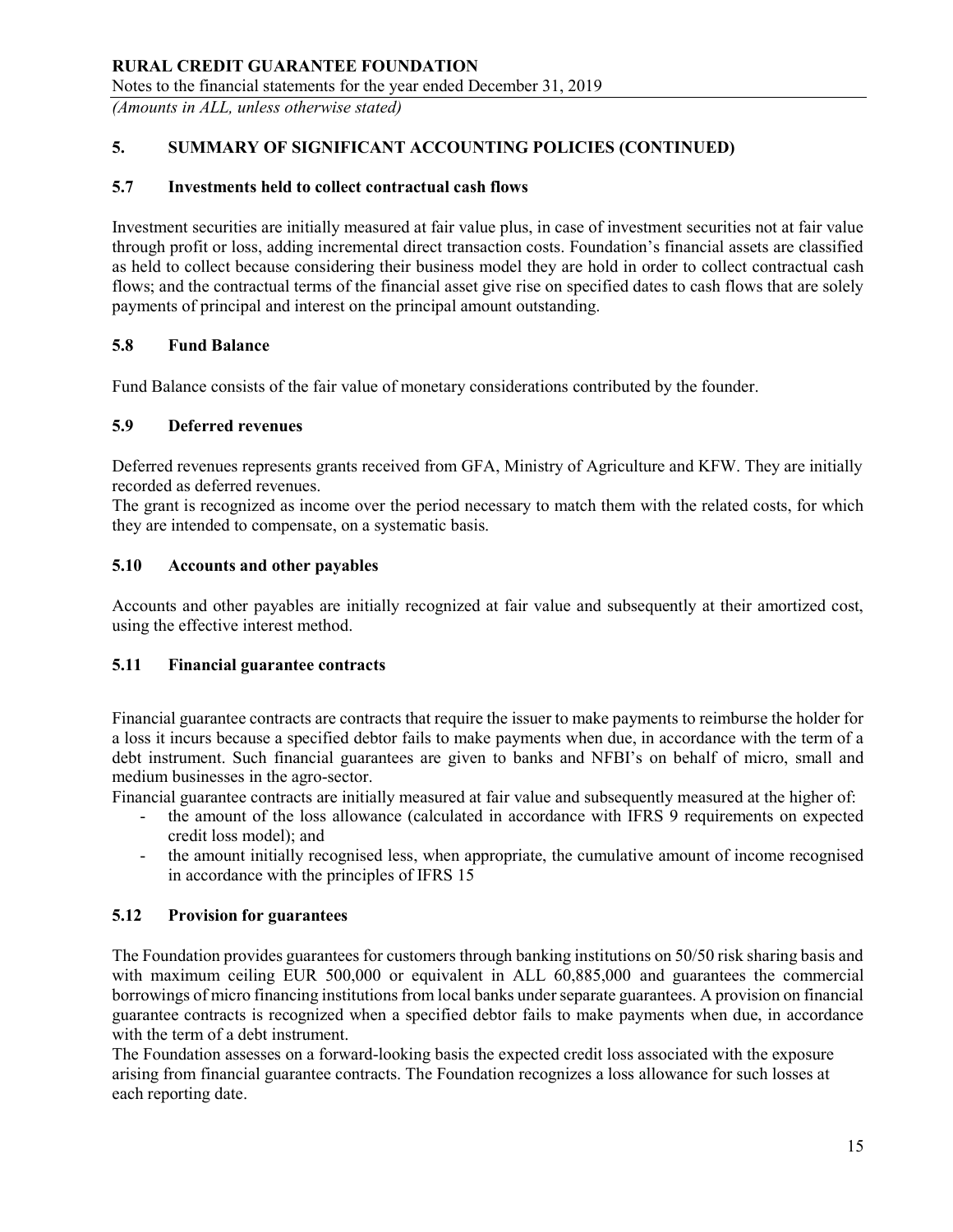## 5. SUMMARY OF SIGNIFICANT ACCOUNTING POLICIES (CONTINUED)

### 5.7 Investments held to collect contractual cash flows

Investment securities are initially measured at fair value plus, in case of investment securities not at fair value through profit or loss, adding incremental direct transaction costs. Foundation's financial assets are classified as held to collect because considering their business model they are hold in order to collect contractual cash flows; and the contractual terms of the financial asset give rise on specified dates to cash flows that are solely payments of principal and interest on the principal amount outstanding.

### 5.8 Fund Balance

Fund Balance consists of the fair value of monetary considerations contributed by the founder.

### 5.9 Deferred revenues

Deferred revenues represents grants received from GFA, Ministry of Agriculture and KFW. They are initially recorded as deferred revenues.

The grant is recognized as income over the period necessary to match them with the related costs, for which they are intended to compensate, on a systematic basis.

### 5.10 Accounts and other payables

Accounts and other payables are initially recognized at fair value and subsequently at their amortized cost, using the effective interest method.

### 5.11 Financial guarantee contracts

Financial guarantee contracts are contracts that require the issuer to make payments to reimburse the holder for a loss it incurs because a specified debtor fails to make payments when due, in accordance with the term of a debt instrument. Such financial guarantees are given to banks and NFBI's on behalf of micro, small and medium businesses in the agro-sector.

Financial guarantee contracts are initially measured at fair value and subsequently measured at the higher of:

- the amount of the loss allowance (calculated in accordance with IFRS 9 requirements on expected credit loss model); and
- the amount initially recognised less, when appropriate, the cumulative amount of income recognised in accordance with the principles of IFRS 15

### 5.12 Provision for guarantees

The Foundation provides guarantees for customers through banking institutions on 50/50 risk sharing basis and with maximum ceiling EUR 500,000 or equivalent in ALL 60,885,000 and guarantees the commercial borrowings of micro financing institutions from local banks under separate guarantees. A provision on financial guarantee contracts is recognized when a specified debtor fails to make payments when due, in accordance with the term of a debt instrument.

The Foundation assesses on a forward-looking basis the expected credit loss associated with the exposure arising from financial guarantee contracts. The Foundation recognizes a loss allowance for such losses at each reporting date.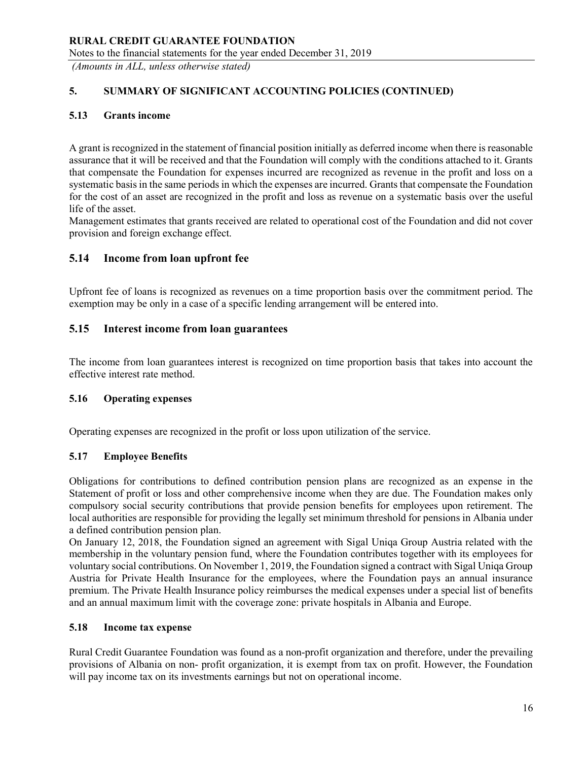## 5. SUMMARY OF SIGNIFICANT ACCOUNTING POLICIES (CONTINUED)

### 5.13 Grants income

A grant is recognized in the statement of financial position initially as deferred income when there is reasonable assurance that it will be received and that the Foundation will comply with the conditions attached to it. Grants that compensate the Foundation for expenses incurred are recognized as revenue in the profit and loss on a systematic basis in the same periods in which the expenses are incurred. Grants that compensate the Foundation for the cost of an asset are recognized in the profit and loss as revenue on a systematic basis over the useful life of the asset.
Management estimates that grants received are related to operational cost of the Foundation and did not cover provision and foreign exchange effect.

### 5.14 Income from loan upfront fee

Upfront fee of loans is recognized as revenues on a time proportion basis over the commitment period. The exemption may be only in a case of a specific lending arrangement will be entered into.

### 5.15 Interest income from loan guarantees

The income from loan guarantees interest is recognized on time proportion basis that takes into account the effective interest rate method.

### 5.16 Operating expenses

Operating expenses are recognized in the profit or loss upon utilization of the service.

### 5.17 Employee Benefits

Obligations for contributions to defined contribution pension plans are recognized as an expense in the Statement of profit or loss and other comprehensive income when they are due. The Foundation makes only compulsory social security contributions that provide pension benefits for employees upon retirement. The local authorities are responsible for providing the legally set minimum threshold for pensions in Albania under a defined contribution pension plan.
On January 12, 2018, the Foundation signed an agreement with Sigal Uniqa Group Austria related with the membership in the voluntary pension fund, where the Foundation contributes together with its employees for voluntary social contributions. On November 1, 2019, the Foundation signed a contract with Sigal Uniqa Group Austria for Private Health Insurance for the employees, where the Foundation pays an annual insurance premium. The Private Health Insurance policy reimburses the medical expenses under a special list of benefits and an annual maximum limit with the coverage zone: private hospitals in Albania and Europe.

### 5.18 Income tax expense

Rural Credit Guarantee Foundation was found as a non-profit organization and therefore, under the prevailing provisions of Albania on non- profit organization, it is exempt from tax on profit. However, the Foundation will pay income tax on its investments earnings but not on operational income.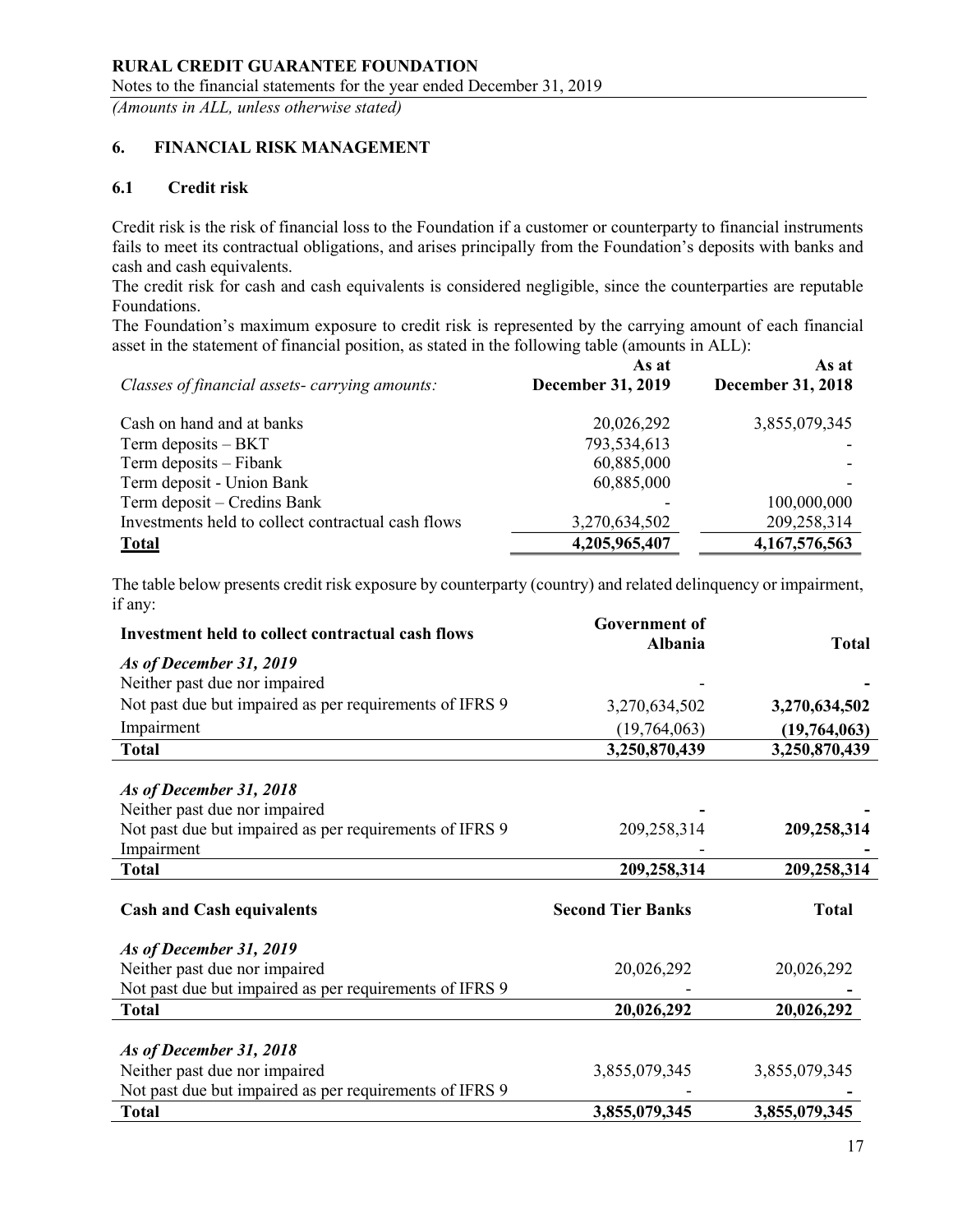## 6. FINANCIAL RISK MANAGEMENT

### 6.1 Credit risk

Credit risk is the risk of financial loss to the Foundation if a customer or counterparty to financial instruments fails to meet its contractual obligations, and arises principally from the Foundation's deposits with banks and cash and cash equivalents.

The credit risk for cash and cash equivalents is considered negligible, since the counterparties are reputable Foundations.

The Foundation's maximum exposure to credit risk is represented by the carrying amount of each financial asset in the statement of financial position, as stated in the following table (amounts in ALL):

| *Classes of financial assets- carrying amounts:* | As at December 31, 2019 | As at December 31, 2018 |
|---|---|---|
| Cash on hand and at banks | 20,026,292 | 3,855,079,345 |
| Term deposits – BKT | 793,534,613 | - |
| Term deposits – Fibank | 60,885,000 | - |
| Term deposit - Union Bank | 60,885,000 | - |
| Term deposit – Credins Bank | - | 100,000,000 |
| Investments held to collect contractual cash flows | 3,270,634,502 | 209,258,314 |
| **Total** | **4,205,965,407** | **4,167,576,563** |

The table below presents credit risk exposure by counterparty (country) and related delinquency or impairment, if any:

| **Investment held to collect contractual cash flows** | **Government of Albania** | **Total** |
|---|---|---|
| ***As of December 31, 2019*** | | |
| Neither past due nor impaired | - | **-** |
| Not past due but impaired as per requirements of IFRS 9 | 3,270,634,502 | **3,270,634,502** |
| Impairment | (19,764,063) | **(19,764,063)** |
| **Total** | **3,250,870,439** | **3,250,870,439** |
| ***As of December 31, 2018*** | | |
| Neither past due nor impaired | **-** | **-** |
| Not past due but impaired as per requirements of IFRS 9 | 209,258,314 | **209,258,314** |
| Impairment | - | **-** |
| **Total** | **209,258,314** | **209,258,314** |

| **Cash and Cash equivalents** | **Second Tier Banks** | **Total** |
|---|---|---|
| ***As of December 31, 2019*** | | |
| Neither past due nor impaired | 20,026,292 | 20,026,292 |
| Not past due but impaired as per requirements of IFRS 9 | - | **-** |
| **Total** | **20,026,292** | **20,026,292** |
| ***As of December 31, 2018*** | | |
| Neither past due nor impaired | 3,855,079,345 | 3,855,079,345 |
| Not past due but impaired as per requirements of IFRS 9 | - | **-** |
| **Total** | **3,855,079,345** | **3,855,079,345** |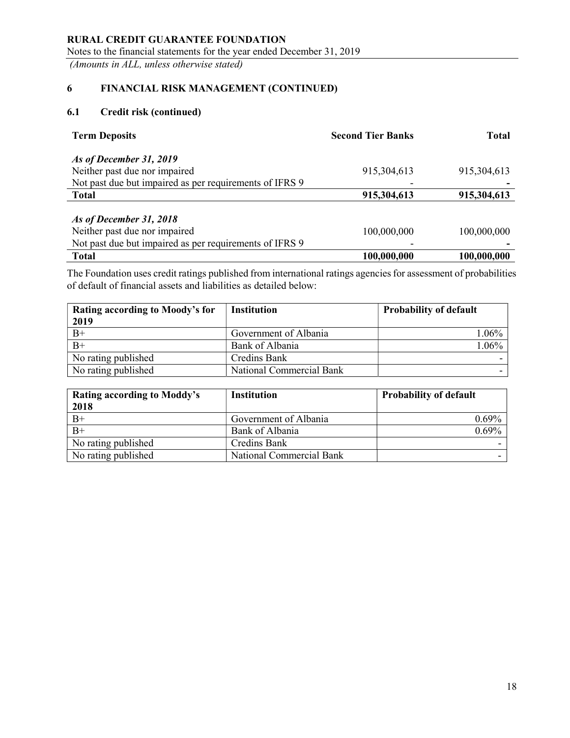## 6 FINANCIAL RISK MANAGEMENT (CONTINUED)

### 6.1 Credit risk (continued)

| Term Deposits | Second Tier Banks | Total |
|---|---:|---:|
| ***As of December 31, 2019*** | | |
| Neither past due nor impaired | 915,304,613 | 915,304,613 |
| Not past due but impaired as per requirements of IFRS 9 | - | **-** |
| **Total** | **915,304,613** | **915,304,613** |
| | | |
| ***As of December 31, 2018*** | | |
| Neither past due nor impaired | 100,000,000 | 100,000,000 |
| Not past due but impaired as per requirements of IFRS 9 | - | **-** |
| **Total** | **100,000,000** | **100,000,000** |

The Foundation uses credit ratings published from international ratings agencies for assessment of probabilities of default of financial assets and liabilities as detailed below:

| Rating according to Moody's for 2019 | Institution | Probability of default |
|---|---|---:|
| B+ | Government of Albania | 1.06% |
| B+ | Bank of Albania | 1.06% |
| No rating published | Credins Bank | - |
| No rating published | National Commercial Bank | - |

| Rating according to Moddy's 2018 | Institution | Probability of default |
|---|---|---:|
| B+ | Government of Albania | 0.69% |
| B+ | Bank of Albania | 0.69% |
| No rating published | Credins Bank | - |
| No rating published | National Commercial Bank | - |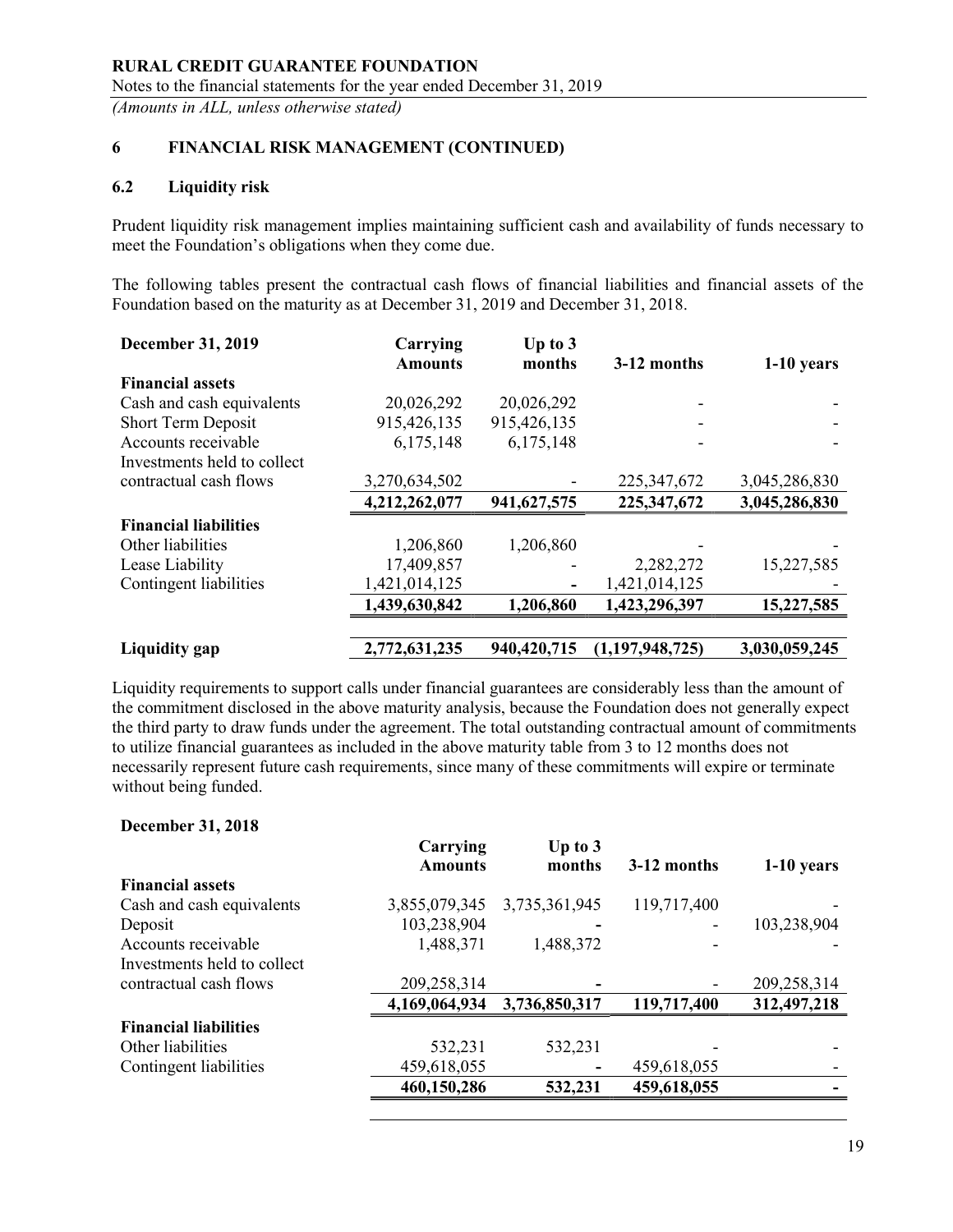## 6 FINANCIAL RISK MANAGEMENT (CONTINUED)

### 6.2 Liquidity risk

Prudent liquidity risk management implies maintaining sufficient cash and availability of funds necessary to meet the Foundation's obligations when they come due.

The following tables present the contractual cash flows of financial liabilities and financial assets of the Foundation based on the maturity as at December 31, 2019 and December 31, 2018.

| December 31, 2019 | Carrying Amounts | Up to 3 months | 3-12 months | 1-10 years |
|---|---|---|---|---|
| **Financial assets** | | | | |
| Cash and cash equivalents | 20,026,292 | 20,026,292 | - | - |
| Short Term Deposit | 915,426,135 | 915,426,135 | - | - |
| Accounts receivable | 6,175,148 | 6,175,148 | - | - |
| Investments held to collect contractual cash flows | 3,270,634,502 | - | 225,347,672 | 3,045,286,830 |
| | **4,212,262,077** | **941,627,575** | **225,347,672** | **3,045,286,830** |
| **Financial liabilities** | | | | |
| Other liabilities | 1,206,860 | 1,206,860 | - | - |
| Lease Liability | 17,409,857 | - | 2,282,272 | 15,227,585 |
| Contingent liabilities | 1,421,014,125 | - | 1,421,014,125 | - |
| | **1,439,630,842** | **1,206,860** | **1,423,296,397** | **15,227,585** |
| **Liquidity gap** | **2,772,631,235** | **940,420,715** | **(1,197,948,725)** | **3,030,059,245** |

Liquidity requirements to support calls under financial guarantees are considerably less than the amount of the commitment disclosed in the above maturity analysis, because the Foundation does not generally expect the third party to draw funds under the agreement. The total outstanding contractual amount of commitments to utilize financial guarantees as included in the above maturity table from 3 to 12 months does not necessarily represent future cash requirements, since many of these commitments will expire or terminate without being funded.

**December 31, 2018**

| | Carrying Amounts | Up to 3 months | 3-12 months | 1-10 years |
|---|---|---|---|---|
| **Financial assets** | | | | |
| Cash and cash equivalents | 3,855,079,345 | 3,735,361,945 | 119,717,400 | - |
| Deposit | 103,238,904 | - | - | 103,238,904 |
| Accounts receivable | 1,488,371 | 1,488,372 | - | - |
| Investments held to collect contractual cash flows | 209,258,314 | - | - | 209,258,314 |
| | **4,169,064,934** | **3,736,850,317** | **119,717,400** | **312,497,218** |
| **Financial liabilities** | | | | |
| Other liabilities | 532,231 | 532,231 | - | - |
| Contingent liabilities | 459,618,055 | - | 459,618,055 | - |
| | **460,150,286** | **532,231** | **459,618,055** | **-** |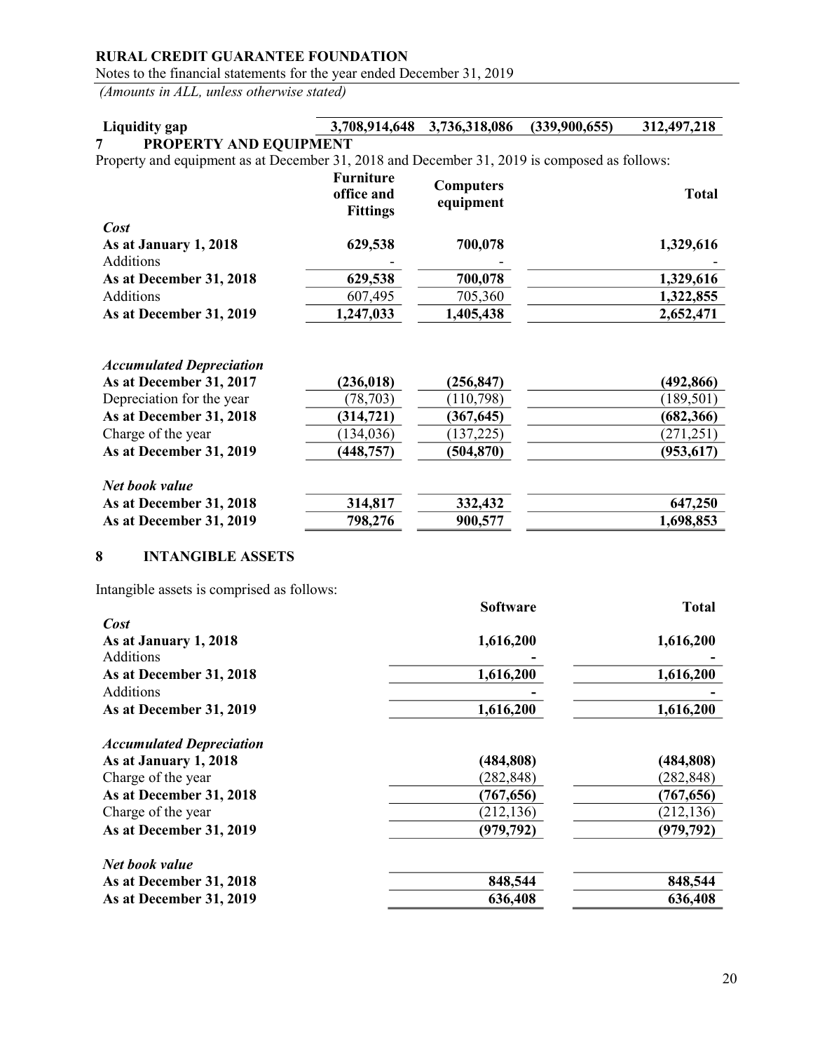| Liquidity gap | 3,708,914,648 | 3,736,318,086 | (339,900,655) | 312,497,218 |
|---|---|---|---|---|

## 7 PROPERTY AND EQUIPMENT

Property and equipment as at December 31, 2018 and December 31, 2019 is composed as follows:

| | Furniture office and Fittings | Computers equipment | | Total |
|---|---|---|---|---|
| ***Cost*** | | | | |
| **As at January 1, 2018** | **629,538** | **700,078** | | **1,329,616** |
| Additions | - | - | | - |
| **As at December 31, 2018** | **629,538** | **700,078** | | **1,329,616** |
| Additions | 607,495 | 705,360 | | **1,322,855** |
| **As at December 31, 2019** | **1,247,033** | **1,405,438** | | **2,652,471** |
| | | | | |
| ***Accumulated Depreciation*** | | | | |
| **As at December 31, 2017** | **(236,018)** | **(256,847)** | | **(492,866)** |
| Depreciation for the year | (78,703) | (110,798) | | (189,501) |
| **As at December 31, 2018** | **(314,721)** | **(367,645)** | | **(682,366)** |
| Charge of the year | (134,036) | (137,225) | | (271,251) |
| **As at December 31, 2019** | **(448,757)** | **(504,870)** | | **(953,617)** |
| | | | | |
| ***Net book value*** | | | | |
| **As at December 31, 2018** | **314,817** | **332,432** | | **647,250** |
| **As at December 31, 2019** | **798,276** | **900,577** | | **1,698,853** |

## 8 INTANGIBLE ASSETS

Intangible assets is comprised as follows:

| | Software | Total |
|---|---|---|
| ***Cost*** | | |
| **As at January 1, 2018** | **1,616,200** | **1,616,200** |
| Additions | - | - |
| **As at December 31, 2018** | **1,616,200** | **1,616,200** |
| Additions | - | - |
| **As at December 31, 2019** | **1,616,200** | **1,616,200** |
| | | |
| ***Accumulated Depreciation*** | | |
| **As at January 1, 2018** | **(484,808)** | **(484,808)** |
| Charge of the year | (282,848) | (282,848) |
| **As at December 31, 2018** | **(767,656)** | **(767,656)** |
| Charge of the year | (212,136) | (212,136) |
| **As at December 31, 2019** | **(979,792)** | **(979,792)** |
| | | |
| ***Net book value*** | | |
| **As at December 31, 2018** | **848,544** | **848,544** |
| **As at December 31, 2019** | **636,408** | **636,408** |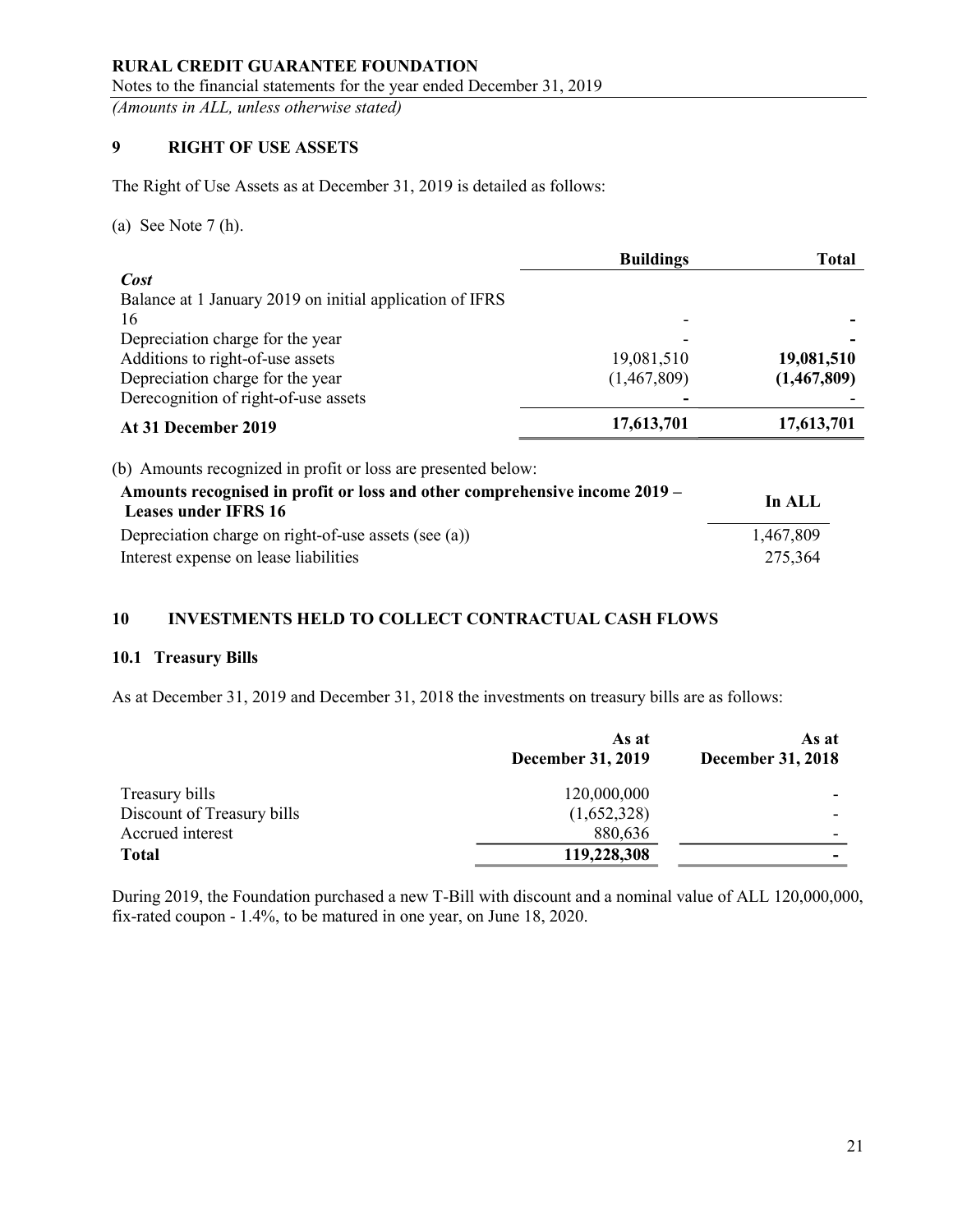## 9 RIGHT OF USE ASSETS

The Right of Use Assets as at December 31, 2019 is detailed as follows:

(a) See Note 7 (h).

| | Buildings | Total |
|---|---|---|
| ***Cost*** | | |
| Balance at 1 January 2019 on initial application of IFRS 16 | - | **-** |
| Depreciation charge for the year | - | **-** |
| Additions to right-of-use assets | 19,081,510 | **19,081,510** |
| Depreciation charge for the year | (1,467,809) | **(1,467,809)** |
| Derecognition of right-of-use assets | **-** | - |
| **At 31 December 2019** | **17,613,701** | **17,613,701** |

(b) Amounts recognized in profit or loss are presented below:

| Amounts recognised in profit or loss and other comprehensive income 2019 – Leases under IFRS 16 | In ALL |
|---|---|
| Depreciation charge on right-of-use assets (see (a)) | 1,467,809 |
| Interest expense on lease liabilities | 275,364 |

## 10 INVESTMENTS HELD TO COLLECT CONTRACTUAL CASH FLOWS

### 10.1 Treasury Bills

As at December 31, 2019 and December 31, 2018 the investments on treasury bills are as follows:

| | As at December 31, 2019 | As at December 31, 2018 |
|---|---|---|
| Treasury bills | 120,000,000 | - |
| Discount of Treasury bills | (1,652,328) | - |
| Accrued interest | 880,636 | - |
| **Total** | **119,228,308** | **-** |

During 2019, the Foundation purchased a new T-Bill with discount and a nominal value of ALL 120,000,000, fix-rated coupon - 1.4%, to be matured in one year, on June 18, 2020.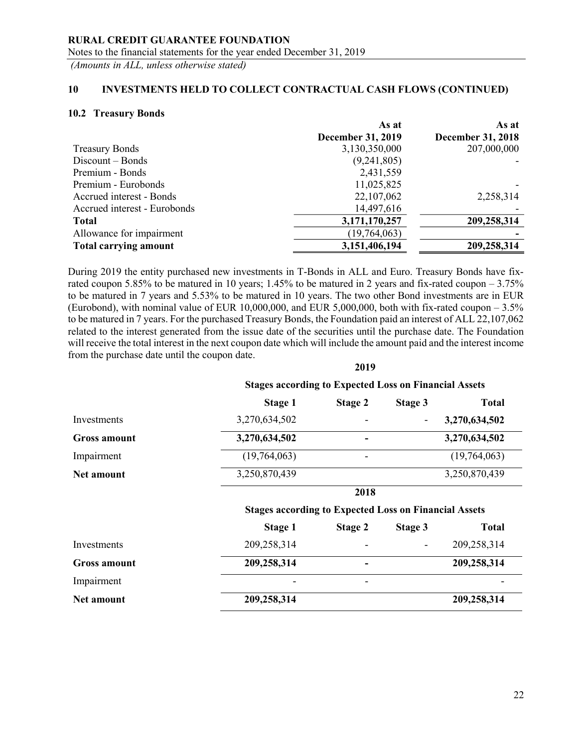## 10 INVESTMENTS HELD TO COLLECT CONTRACTUAL CASH FLOWS (CONTINUED)

### 10.2 Treasury Bonds

| | As at December 31, 2019 | As at December 31, 2018 |
|---|---|---|
| Treasury Bonds | 3,130,350,000 | 207,000,000 |
| Discount – Bonds | (9,241,805) | - |
| Premium - Bonds | 2,431,559 | |
| Premium - Eurobonds | 11,025,825 | - |
| Accrued interest - Bonds | 22,107,062 | 2,258,314 |
| Accrued interest - Eurobonds | 14,497,616 | - |
| **Total** | **3,171,170,257** | **209,258,314** |
| Allowance for impairment | (19,764,063) | **-** |
| **Total carrying amount** | **3,151,406,194** | **209,258,314** |

During 2019 the entity purchased new investments in T-Bonds in ALL and Euro. Treasury Bonds have fix-rated coupon 5.85% to be matured in 10 years; 1.45% to be matured in 2 years and fix-rated coupon – 3.75% to be matured in 7 years and 5.53% to be matured in 10 years. The two other Bond investments are in EUR (Eurobond), with nominal value of EUR 10,000,000, and EUR 5,000,000, both with fix-rated coupon – 3.5% to be matured in 7 years. For the purchased Treasury Bonds, the Foundation paid an interest of ALL 22,107,062 related to the interest generated from the issue date of the securities until the purchase date. The Foundation will receive the total interest in the next coupon date which will include the amount paid and the interest income from the purchase date until the coupon date.

| | 2019 | | | |
|---|---|---|---|---|
| | Stages according to Expected Loss on Financial Assets | | | |
| | **Stage 1** | **Stage 2** | **Stage 3** | **Total** |
| Investments | 3,270,634,502 | - | - | **3,270,634,502** |
| **Gross amount** | **3,270,634,502** | **-** | | **3,270,634,502** |
| Impairment | (19,764,063) | - | | (19,764,063) |
| **Net amount** | 3,250,870,439 | | | 3,250,870,439 |

| | 2018 | | | |
|---|---|---|---|---|
| | Stages according to Expected Loss on Financial Assets | | | |
| | **Stage 1** | **Stage 2** | **Stage 3** | **Total** |
| Investments | 209,258,314 | - | - | 209,258,314 |
| **Gross amount** | **209,258,314** | **-** | | **209,258,314** |
| Impairment | - | - | | - |
| **Net amount** | **209,258,314** | | | **209,258,314** |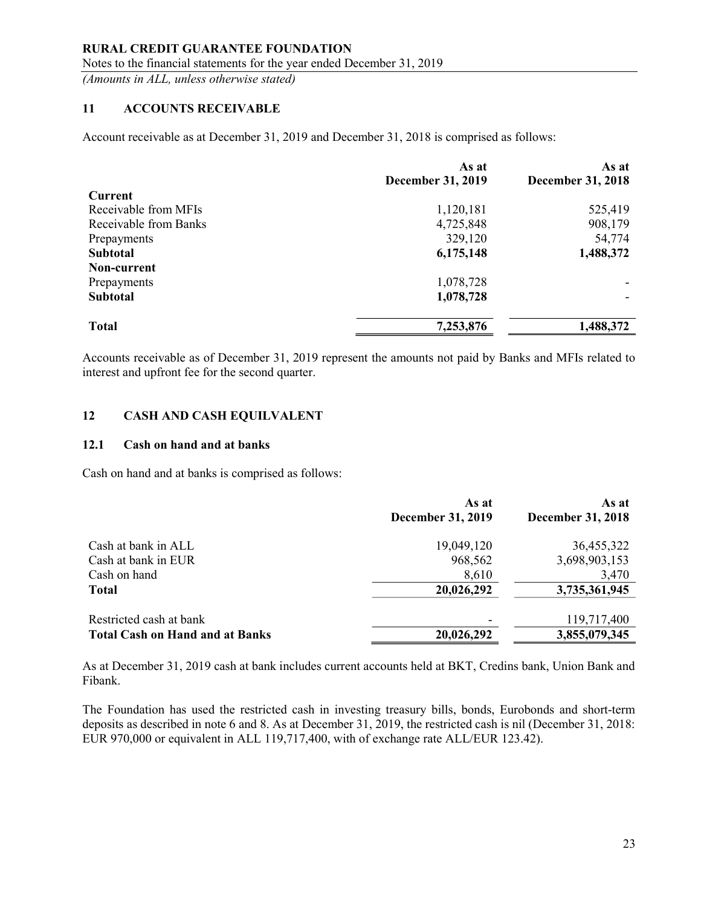## 11 ACCOUNTS RECEIVABLE

Account receivable as at December 31, 2019 and December 31, 2018 is comprised as follows:

| | As at December 31, 2019 | As at December 31, 2018 |
|---|---|---|
| **Current** | | |
| Receivable from MFIs | 1,120,181 | 525,419 |
| Receivable from Banks | 4,725,848 | 908,179 |
| Prepayments | 329,120 | 54,774 |
| **Subtotal** | **6,175,148** | **1,488,372** |
| **Non-current** | | |
| Prepayments | 1,078,728 | - |
| **Subtotal** | **1,078,728** | - |
| **Total** | **7,253,876** | **1,488,372** |

Accounts receivable as of December 31, 2019 represent the amounts not paid by Banks and MFIs related to interest and upfront fee for the second quarter.

## 12 CASH AND CASH EQUILVALENT

### 12.1 Cash on hand and at banks

Cash on hand and at banks is comprised as follows:

| | As at December 31, 2019 | As at December 31, 2018 |
|---|---|---|
| Cash at bank in ALL | 19,049,120 | 36,455,322 |
| Cash at bank in EUR | 968,562 | 3,698,903,153 |
| Cash on hand | 8,610 | 3,470 |
| **Total** | **20,026,292** | **3,735,361,945** |
| Restricted cash at bank | - | 119,717,400 |
| **Total Cash on Hand and at Banks** | **20,026,292** | **3,855,079,345** |

As at December 31, 2019 cash at bank includes current accounts held at BKT, Credins bank, Union Bank and Fibank.

The Foundation has used the restricted cash in investing treasury bills, bonds, Eurobonds and short-term deposits as described in note 6 and 8. As at December 31, 2019, the restricted cash is nil (December 31, 2018: EUR 970,000 or equivalent in ALL 119,717,400, with of exchange rate ALL/EUR 123.42).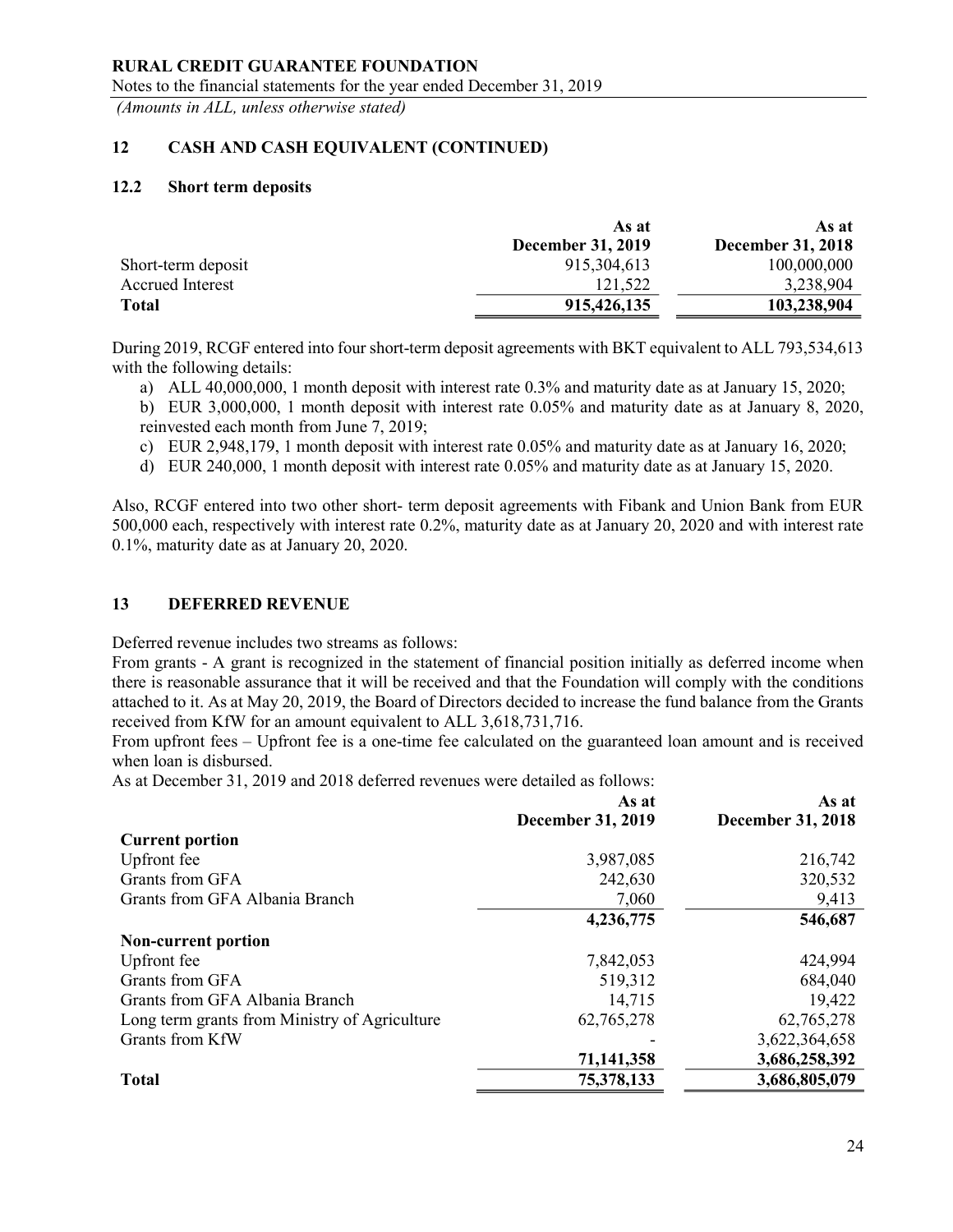## 12 CASH AND CASH EQUIVALENT (CONTINUED)

### 12.2 Short term deposits

| | As at December 31, 2019 | As at December 31, 2018 |
|---|---|---|
| Short-term deposit | 915,304,613 | 100,000,000 |
| Accrued Interest | 121,522 | 3,238,904 |
| **Total** | **915,426,135** | **103,238,904** |

During 2019, RCGF entered into four short-term deposit agreements with BKT equivalent to ALL 793,534,613 with the following details:

a) ALL 40,000,000, 1 month deposit with interest rate 0.3% and maturity date as at January 15, 2020;
b) EUR 3,000,000, 1 month deposit with interest rate 0.05% and maturity date as at January 8, 2020, reinvested each month from June 7, 2019;
c) EUR 2,948,179, 1 month deposit with interest rate 0.05% and maturity date as at January 16, 2020;
d) EUR 240,000, 1 month deposit with interest rate 0.05% and maturity date as at January 15, 2020.

Also, RCGF entered into two other short- term deposit agreements with Fibank and Union Bank from EUR 500,000 each, respectively with interest rate 0.2%, maturity date as at January 20, 2020 and with interest rate 0.1%, maturity date as at January 20, 2020.

## 13 DEFERRED REVENUE

Deferred revenue includes two streams as follows:

From grants - A grant is recognized in the statement of financial position initially as deferred income when there is reasonable assurance that it will be received and that the Foundation will comply with the conditions attached to it. As at May 20, 2019, the Board of Directors decided to increase the fund balance from the Grants received from KfW for an amount equivalent to ALL 3,618,731,716.

From upfront fees – Upfront fee is a one-time fee calculated on the guaranteed loan amount and is received when loan is disbursed.

As at December 31, 2019 and 2018 deferred revenues were detailed as follows:

| | As at December 31, 2019 | As at December 31, 2018 |
|---|---|---|
| **Current portion** | | |
| Upfront fee | 3,987,085 | 216,742 |
| Grants from GFA | 242,630 | 320,532 |
| Grants from GFA Albania Branch | 7,060 | 9,413 |
| | **4,236,775** | **546,687** |
| **Non-current portion** | | |
| Upfront fee | 7,842,053 | 424,994 |
| Grants from GFA | 519,312 | 684,040 |
| Grants from GFA Albania Branch | 14,715 | 19,422 |
| Long term grants from Ministry of Agriculture | 62,765,278 | 62,765,278 |
| Grants from KfW | - | 3,622,364,658 |
| | **71,141,358** | **3,686,258,392** |
| **Total** | **75,378,133** | **3,686,805,079** |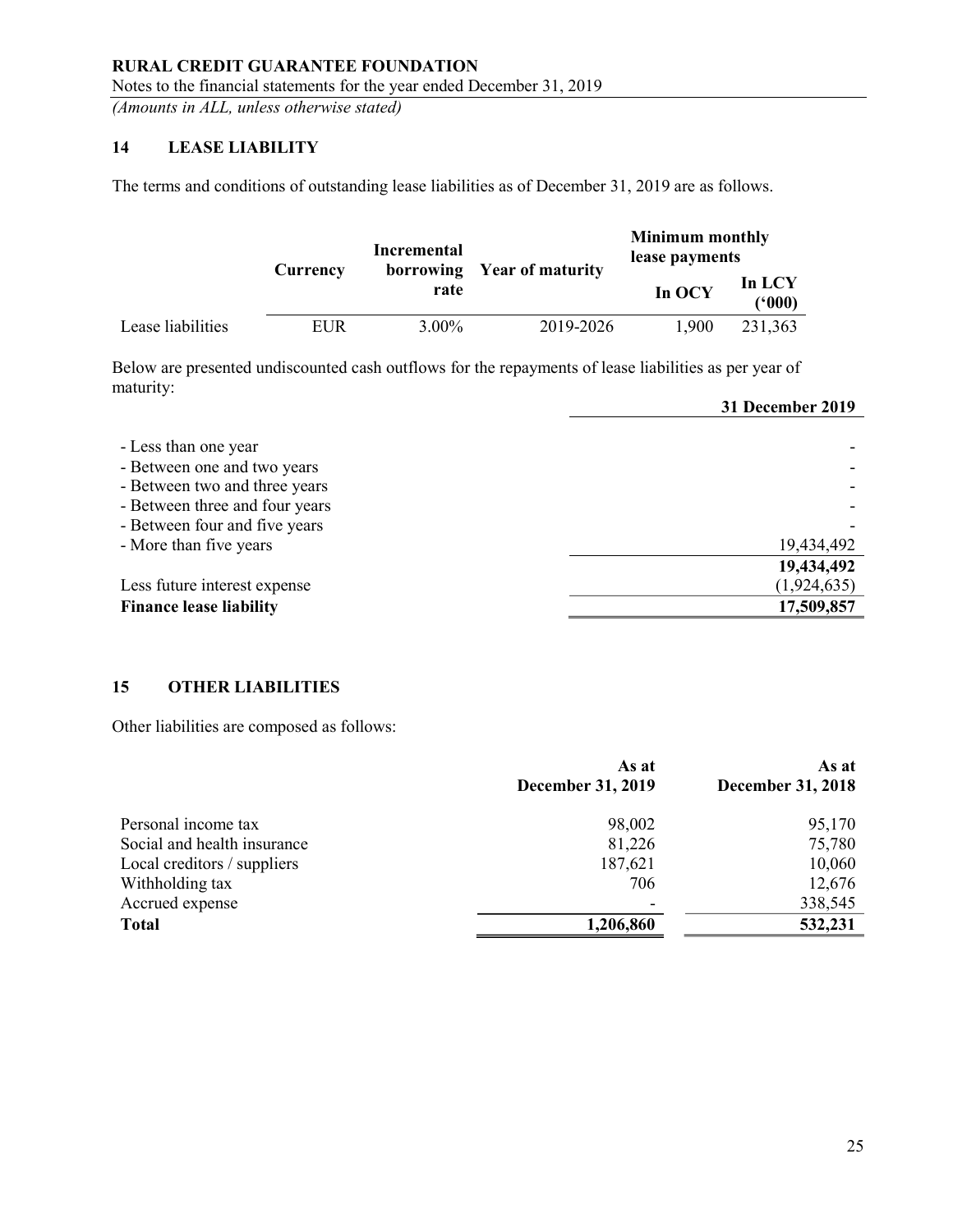RURAL CREDIT GUARANTEE FOUNDATION

Notes to the financial statements for the year ended December 31, 2019

*(Amounts in ALL, unless otherwise stated)*

## 14 LEASE LIABILITY

The terms and conditions of outstanding lease liabilities as of December 31, 2019 are as follows.

| | Currency | Incremental borrowing rate | Year of maturity | Minimum monthly lease payments | |
|---|---|---|---|---|---|
| | | | | In OCY | In LCY ('000) |
| Lease liabilities | EUR | 3.00% | 2019-2026 | 1,900 | 231,363 |

Below are presented undiscounted cash outflows for the repayments of lease liabilities as per year of maturity:

| | 31 December 2019 |
|---|---|
| - Less than one year | - |
| - Between one and two years | - |
| - Between two and three years | - |
| - Between three and four years | - |
| - Between four and five years | - |
| - More than five years | 19,434,492 |
| | **19,434,492** |
| Less future interest expense | (1,924,635) |
| **Finance lease liability** | **17,509,857** |

## 15 OTHER LIABILITIES

Other liabilities are composed as follows:

| | As at December 31, 2019 | As at December 31, 2018 |
|---|---|---|
| Personal income tax | 98,002 | 95,170 |
| Social and health insurance | 81,226 | 75,780 |
| Local creditors / suppliers | 187,621 | 10,060 |
| Withholding tax | 706 | 12,676 |
| Accrued expense | - | 338,545 |
| **Total** | **1,206,860** | **532,231** |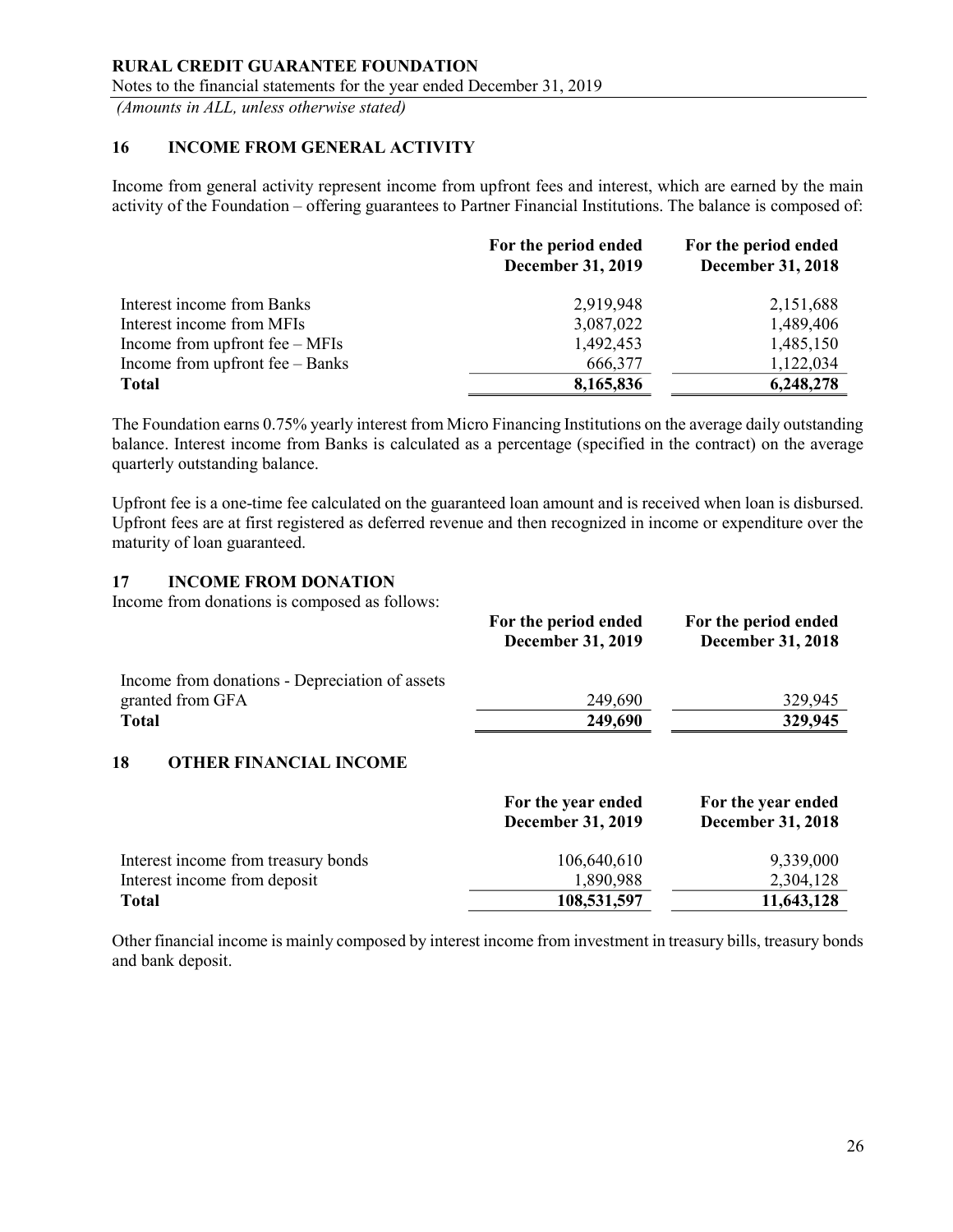## 16 INCOME FROM GENERAL ACTIVITY

Income from general activity represent income from upfront fees and interest, which are earned by the main activity of the Foundation – offering guarantees to Partner Financial Institutions. The balance is composed of:

| | For the period ended December 31, 2019 | For the period ended December 31, 2018 |
|---|---|---|
| Interest income from Banks | 2,919,948 | 2,151,688 |
| Interest income from MFIs | 3,087,022 | 1,489,406 |
| Income from upfront fee – MFIs | 1,492,453 | 1,485,150 |
| Income from upfront fee – Banks | 666,377 | 1,122,034 |
| **Total** | **8,165,836** | **6,248,278** |

The Foundation earns 0.75% yearly interest from Micro Financing Institutions on the average daily outstanding balance. Interest income from Banks is calculated as a percentage (specified in the contract) on the average quarterly outstanding balance.

Upfront fee is a one-time fee calculated on the guaranteed loan amount and is received when loan is disbursed. Upfront fees are at first registered as deferred revenue and then recognized in income or expenditure over the maturity of loan guaranteed.

## 17 INCOME FROM DONATION

Income from donations is composed as follows:

| | For the period ended December 31, 2019 | For the period ended December 31, 2018 |
|---|---|---|
| Income from donations - Depreciation of assets granted from GFA | 249,690 | 329,945 |
| **Total** | **249,690** | **329,945** |

## 18 OTHER FINANCIAL INCOME

| | For the year ended December 31, 2019 | For the year ended December 31, 2018 |
|---|---|---|
| Interest income from treasury bonds | 106,640,610 | 9,339,000 |
| Interest income from deposit | 1,890,988 | 2,304,128 |
| **Total** | **108,531,597** | **11,643,128** |

Other financial income is mainly composed by interest income from investment in treasury bills, treasury bonds and bank deposit.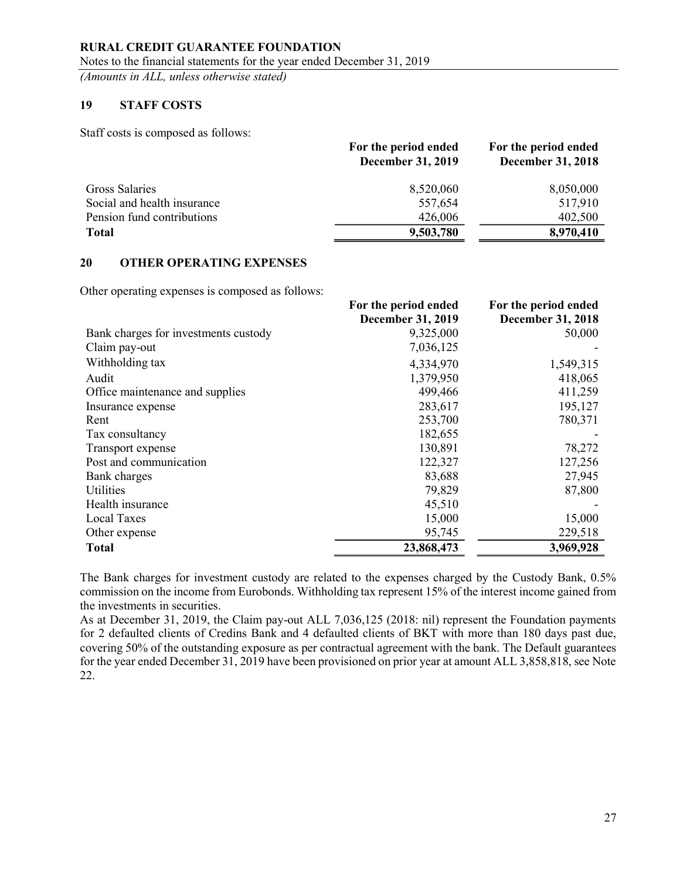## 19 STAFF COSTS

Staff costs is composed as follows:

| | For the period ended December 31, 2019 | For the period ended December 31, 2018 |
|---|---|---|
| Gross Salaries | 8,520,060 | 8,050,000 |
| Social and health insurance | 557,654 | 517,910 |
| Pension fund contributions | 426,006 | 402,500 |
| **Total** | **9,503,780** | **8,970,410** |

## 20 OTHER OPERATING EXPENSES

Other operating expenses is composed as follows:

| | For the period ended December 31, 2019 | For the period ended December 31, 2018 |
|---|---|---|
| Bank charges for investments custody | 9,325,000 | 50,000 |
| Claim pay-out | 7,036,125 | - |
| Withholding tax | 4,334,970 | 1,549,315 |
| Audit | 1,379,950 | 418,065 |
| Office maintenance and supplies | 499,466 | 411,259 |
| Insurance expense | 283,617 | 195,127 |
| Rent | 253,700 | 780,371 |
| Tax consultancy | 182,655 | - |
| Transport expense | 130,891 | 78,272 |
| Post and communication | 122,327 | 127,256 |
| Bank charges | 83,688 | 27,945 |
| Utilities | 79,829 | 87,800 |
| Health insurance | 45,510 | - |
| Local Taxes | 15,000 | 15,000 |
| Other expense | 95,745 | 229,518 |
| **Total** | **23,868,473** | **3,969,928** |

The Bank charges for investment custody are related to the expenses charged by the Custody Bank, 0.5% commission on the income from Eurobonds. Withholding tax represent 15% of the interest income gained from the investments in securities.

As at December 31, 2019, the Claim pay-out ALL 7,036,125 (2018: nil) represent the Foundation payments for 2 defaulted clients of Credins Bank and 4 defaulted clients of BKT with more than 180 days past due, covering 50% of the outstanding exposure as per contractual agreement with the bank. The Default guarantees for the year ended December 31, 2019 have been provisioned on prior year at amount ALL 3,858,818, see Note 22.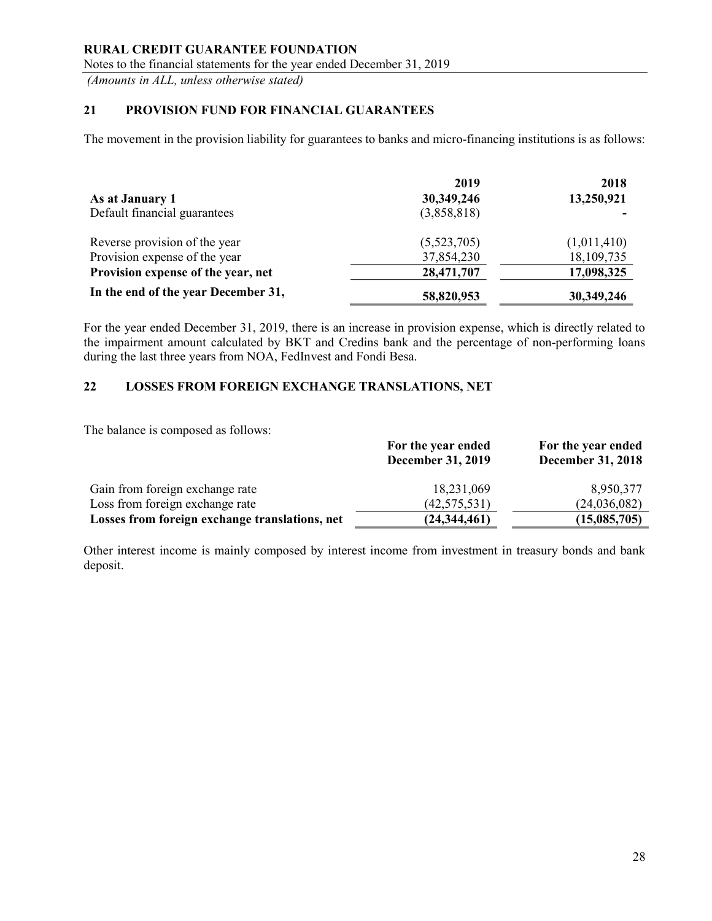## 21 PROVISION FUND FOR FINANCIAL GUARANTEES

The movement in the provision liability for guarantees to banks and micro-financing institutions is as follows:

| | 2019 | 2018 |
|---|---|---|
| **As at January 1** | **30,349,246** | **13,250,921** |
| Default financial guarantees | (3,858,818) | - |
| Reverse provision of the year | (5,523,705) | (1,011,410) |
| Provision expense of the year | 37,854,230 | 18,109,735 |
| **Provision expense of the year, net** | **28,471,707** | **17,098,325** |
| **In the end of the year December 31,** | **58,820,953** | **30,349,246** |

For the year ended December 31, 2019, there is an increase in provision expense, which is directly related to the impairment amount calculated by BKT and Credins bank and the percentage of non-performing loans during the last three years from NOA, FedInvest and Fondi Besa.

## 22 LOSSES FROM FOREIGN EXCHANGE TRANSLATIONS, NET

The balance is composed as follows:

| | For the year ended December 31, 2019 | For the year ended December 31, 2018 |
|---|---|---|
| Gain from foreign exchange rate | 18,231,069 | 8,950,377 |
| Loss from foreign exchange rate | (42,575,531) | (24,036,082) |
| **Losses from foreign exchange translations, net** | **(24,344,461)** | **(15,085,705)** |

Other interest income is mainly composed by interest income from investment in treasury bonds and bank deposit.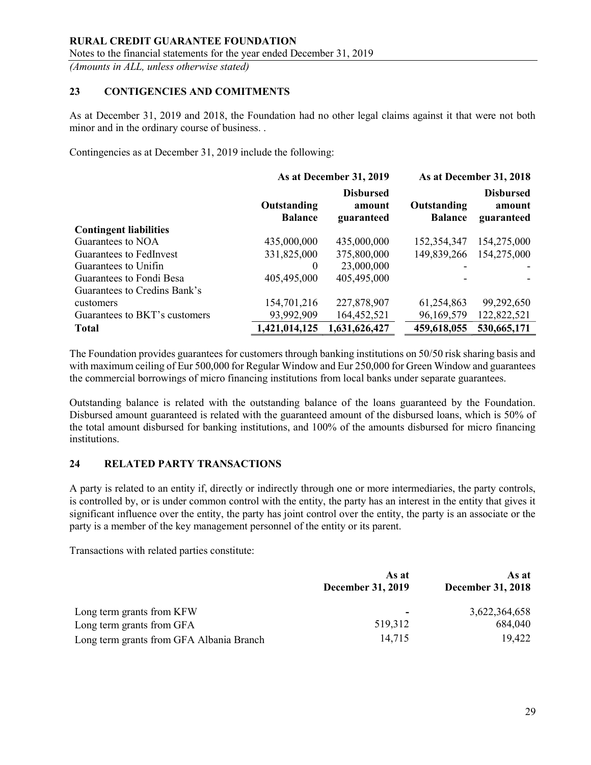## 23 CONTIGENCIES AND COMITMENTS

As at December 31, 2019 and 2018, the Foundation had no other legal claims against it that were not both minor and in the ordinary course of business. .

Contingencies as at December 31, 2019 include the following:

| | As at December 31, 2019 | | As at December 31, 2018 | |
|---|---|---|---|---|
| | Outstanding Balance | Disbursed amount guaranteed | Outstanding Balance | Disbursed amount guaranteed |
| **Contingent liabilities** | | | | |
| Guarantees to NOA | 435,000,000 | 435,000,000 | 152,354,347 | 154,275,000 |
| Guarantees to FedInvest | 331,825,000 | 375,800,000 | 149,839,266 | 154,275,000 |
| Guarantees to Unifin | 0 | 23,000,000 | - | - |
| Guarantees to Fondi Besa | 405,495,000 | 405,495,000 | - | - |
| Guarantees to Credins Bank's customers | 154,701,216 | 227,878,907 | 61,254,863 | 99,292,650 |
| Guarantees to BKT's customers | 93,992,909 | 164,452,521 | 96,169,579 | 122,822,521 |
| **Total** | **1,421,014,125** | **1,631,626,427** | **459,618,055** | **530,665,171** |

The Foundation provides guarantees for customers through banking institutions on 50/50 risk sharing basis and with maximum ceiling of Eur 500,000 for Regular Window and Eur 250,000 for Green Window and guarantees the commercial borrowings of micro financing institutions from local banks under separate guarantees.

Outstanding balance is related with the outstanding balance of the loans guaranteed by the Foundation. Disbursed amount guaranteed is related with the guaranteed amount of the disbursed loans, which is 50% of the total amount disbursed for banking institutions, and 100% of the amounts disbursed for micro financing institutions.

## 24 RELATED PARTY TRANSACTIONS

A party is related to an entity if, directly or indirectly through one or more intermediaries, the party controls, is controlled by, or is under common control with the entity, the party has an interest in the entity that gives it significant influence over the entity, the party has joint control over the entity, the party is an associate or the party is a member of the key management personnel of the entity or its parent.

Transactions with related parties constitute:

| | As at December 31, 2019 | As at December 31, 2018 |
|---|---|---|
| Long term grants from KFW | - | 3,622,364,658 |
| Long term grants from GFA | 519,312 | 684,040 |
| Long term grants from GFA Albania Branch | 14,715 | 19,422 |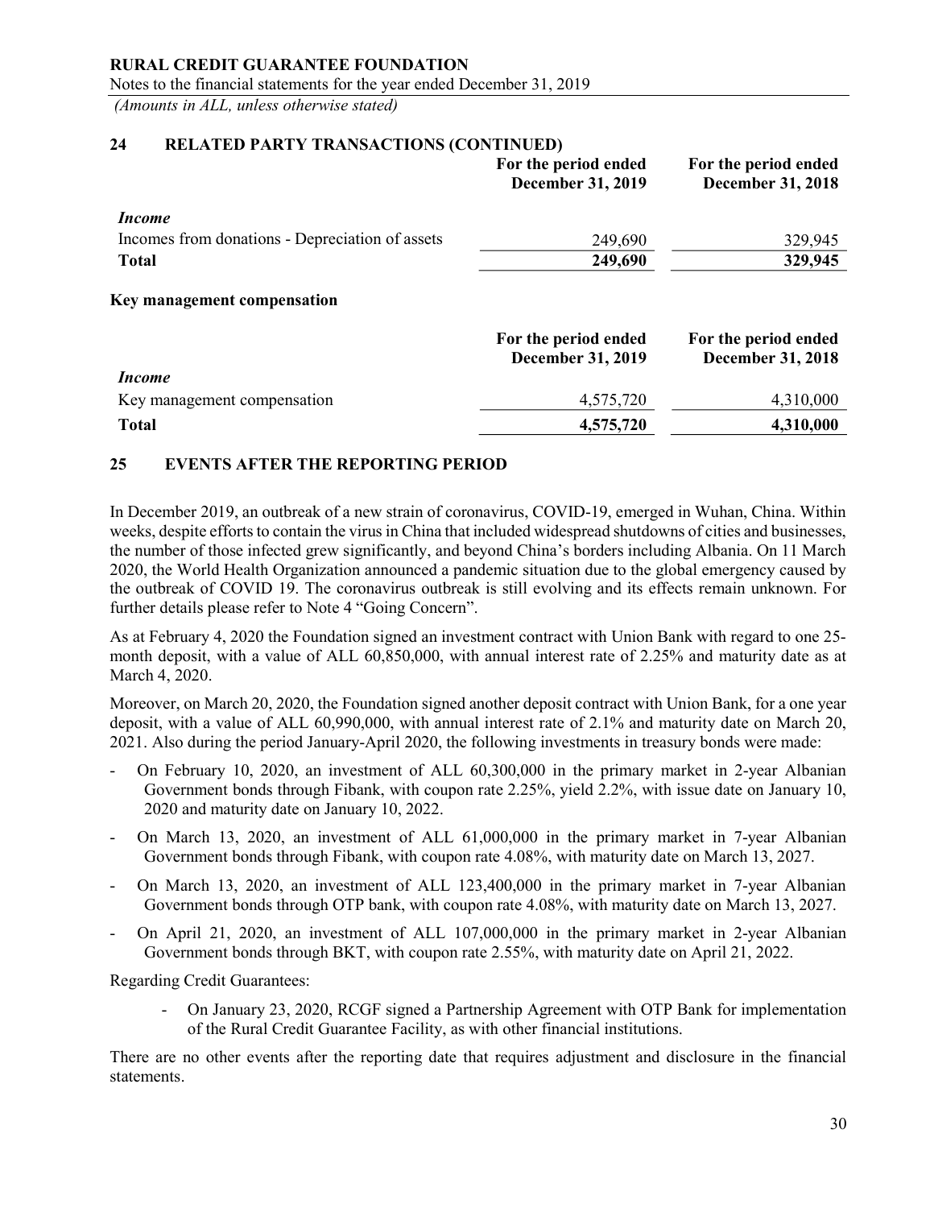## 24 RELATED PARTY TRANSACTIONS (CONTINUED)

| | For the period ended December 31, 2019 | For the period ended December 31, 2018 |
|---|---|---|
| *Income* | | |
| Incomes from donations - Depreciation of assets | 249,690 | 329,945 |
| **Total** | **249,690** | **329,945** |

**Key management compensation**

| | For the period ended December 31, 2019 | For the period ended December 31, 2018 |
|---|---|---|
| *Income* | | |
| Key management compensation | 4,575,720 | 4,310,000 |
| **Total** | **4,575,720** | **4,310,000** |

## 25 EVENTS AFTER THE REPORTING PERIOD

In December 2019, an outbreak of a new strain of coronavirus, COVID-19, emerged in Wuhan, China. Within weeks, despite efforts to contain the virus in China that included widespread shutdowns of cities and businesses, the number of those infected grew significantly, and beyond China's borders including Albania. On 11 March 2020, the World Health Organization announced a pandemic situation due to the global emergency caused by the outbreak of COVID 19. The coronavirus outbreak is still evolving and its effects remain unknown. For further details please refer to Note 4 "Going Concern".

As at February 4, 2020 the Foundation signed an investment contract with Union Bank with regard to one 25-month deposit, with a value of ALL 60,850,000, with annual interest rate of 2.25% and maturity date as at March 4, 2020.

Moreover, on March 20, 2020, the Foundation signed another deposit contract with Union Bank, for a one year deposit, with a value of ALL 60,990,000, with annual interest rate of 2.1% and maturity date on March 20, 2021. Also during the period January-April 2020, the following investments in treasury bonds were made:

- On February 10, 2020, an investment of ALL 60,300,000 in the primary market in 2-year Albanian Government bonds through Fibank, with coupon rate 2.25%, yield 2.2%, with issue date on January 10, 2020 and maturity date on January 10, 2022.
- On March 13, 2020, an investment of ALL 61,000,000 in the primary market in 7-year Albanian Government bonds through Fibank, with coupon rate 4.08%, with maturity date on March 13, 2027.
- On March 13, 2020, an investment of ALL 123,400,000 in the primary market in 7-year Albanian Government bonds through OTP bank, with coupon rate 4.08%, with maturity date on March 13, 2027.
- On April 21, 2020, an investment of ALL 107,000,000 in the primary market in 2-year Albanian Government bonds through BKT, with coupon rate 2.55%, with maturity date on April 21, 2022.

Regarding Credit Guarantees:

- On January 23, 2020, RCGF signed a Partnership Agreement with OTP Bank for implementation of the Rural Credit Guarantee Facility, as with other financial institutions.

There are no other events after the reporting date that requires adjustment and disclosure in the financial statements.